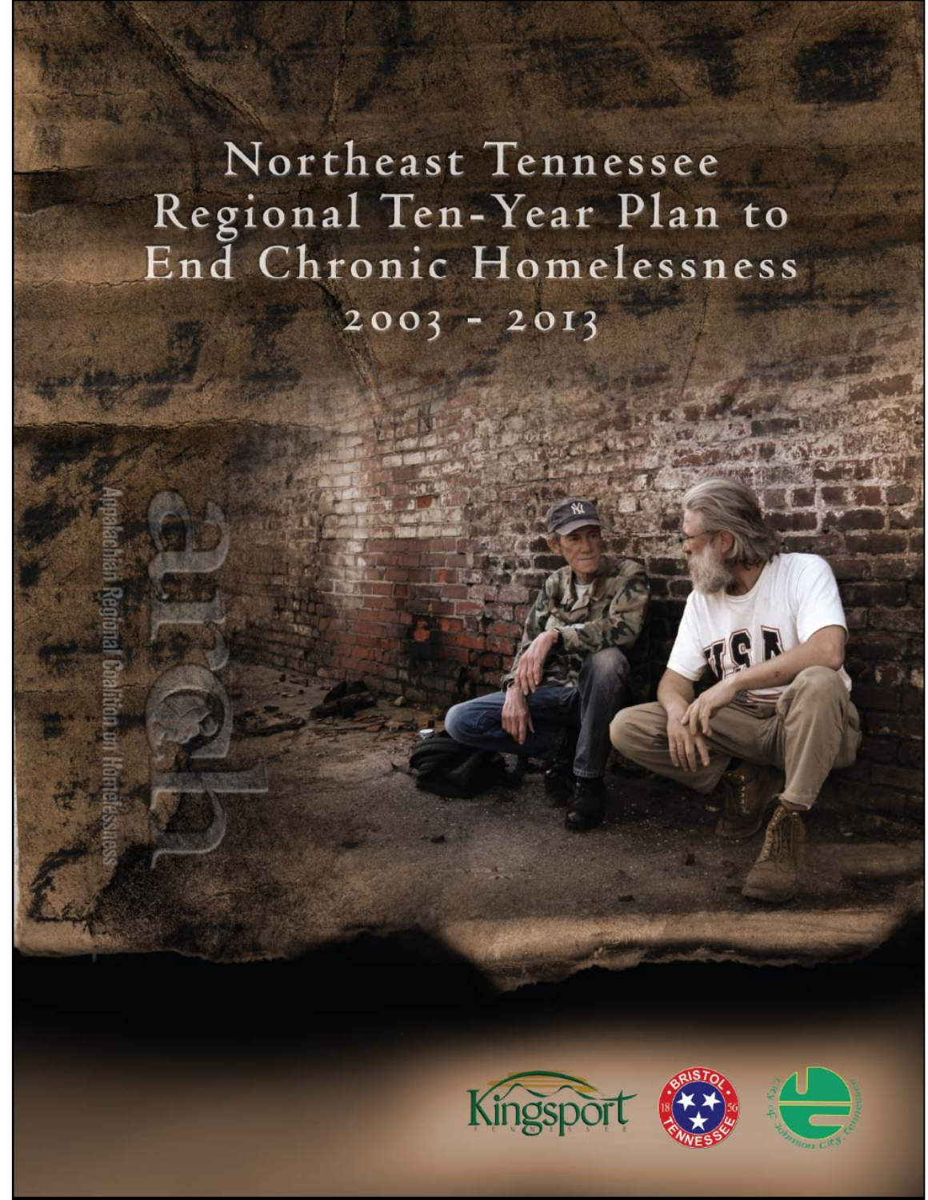# Northeast Tennessee Regional Ten-Year Plan to End Chronic Homelessness 2003 - 2013

arch

Appalachian Regional Coalition on Homelessness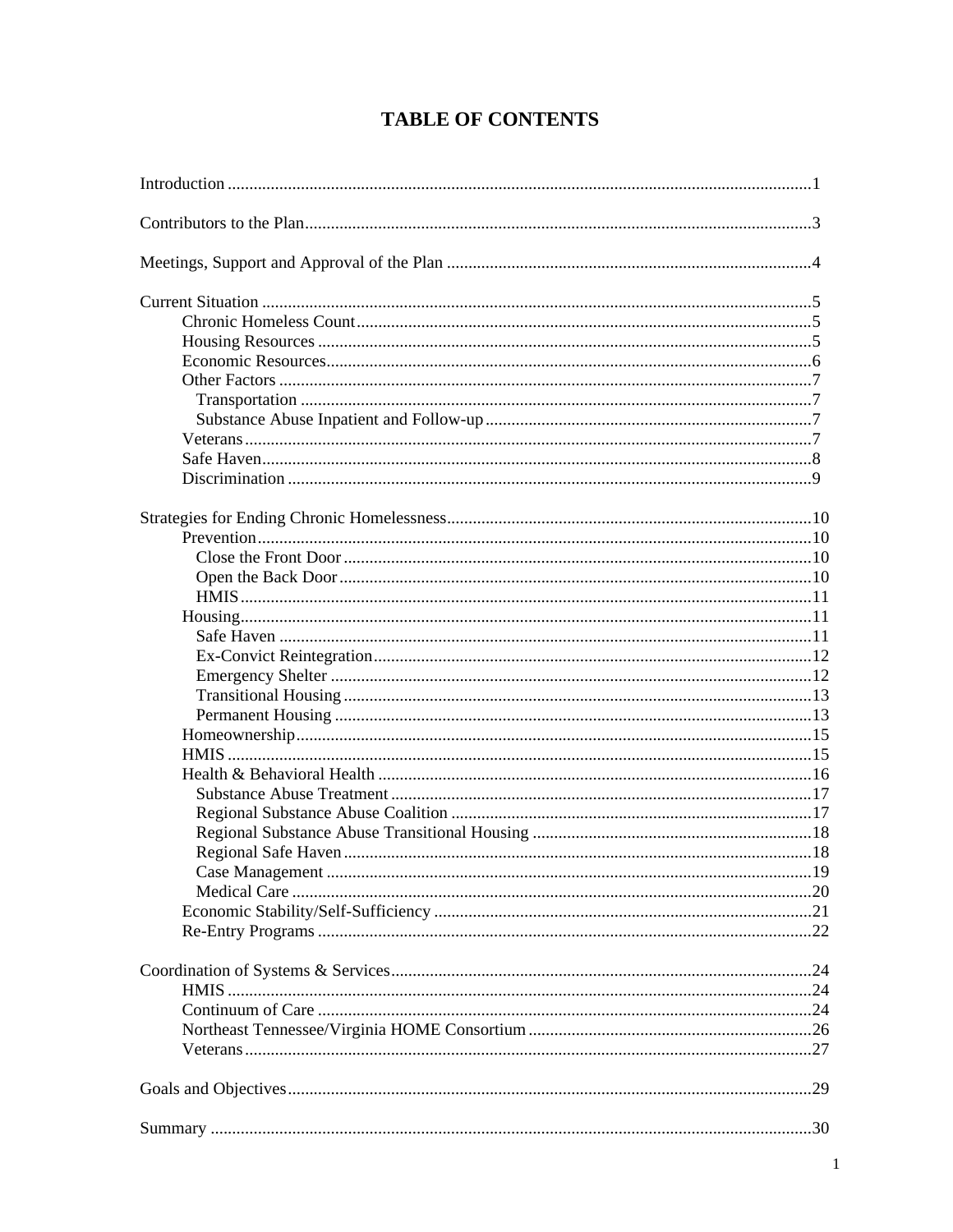# TABLE OF CONTENTS

Introduction ........................................................................................................................1

Contributors to the Plan......................................................................................................3

Meetings, Support and Approval of the Plan ....................................................................4

Current Situation ................................................................................................................5
- Chronic Homeless Count.........................................................................................5
- Housing Resources ..................................................................................................5
- Economic Resources................................................................................................6
- Other Factors ...........................................................................................................7
  - Transportation ......................................................................................................7
  - Substance Abuse Inpatient and Follow-up............................................................7
- Veterans...................................................................................................................7
- Safe Haven...............................................................................................................8
- Discrimination .........................................................................................................9

Strategies for Ending Chronic Homelessness....................................................................10
- Prevention................................................................................................................10
  - Close the Front Door ............................................................................................10
  - Open the Back Door .............................................................................................10
  - HMIS....................................................................................................................11
- Housing....................................................................................................................11
  - Safe Haven ...........................................................................................................11
  - Ex-Convict Reintegration.....................................................................................12
  - Emergency Shelter ...............................................................................................12
  - Transitional Housing ............................................................................................13
  - Permanent Housing ..............................................................................................13
- Homeownership.......................................................................................................15
- HMIS .......................................................................................................................15
- Health & Behavioral Health ....................................................................................16
  - Substance Abuse Treatment .................................................................................17
  - Regional Substance Abuse Coalition ...................................................................17
  - Regional Substance Abuse Transitional Housing .................................................18
  - Regional Safe Haven ............................................................................................18
  - Case Management ................................................................................................19
  - Medical Care ........................................................................................................20
- Economic Stability/Self-Sufficiency .......................................................................21
- Re-Entry Programs ..................................................................................................22

Coordination of Systems & Services.................................................................................24
- HMIS .......................................................................................................................24
- Continuum of Care ..................................................................................................24
- Northeast Tennessee/Virginia HOME Consortium ..................................................26
- Veterans...................................................................................................................27

Goals and Objectives.........................................................................................................29

Summary ...........................................................................................................................30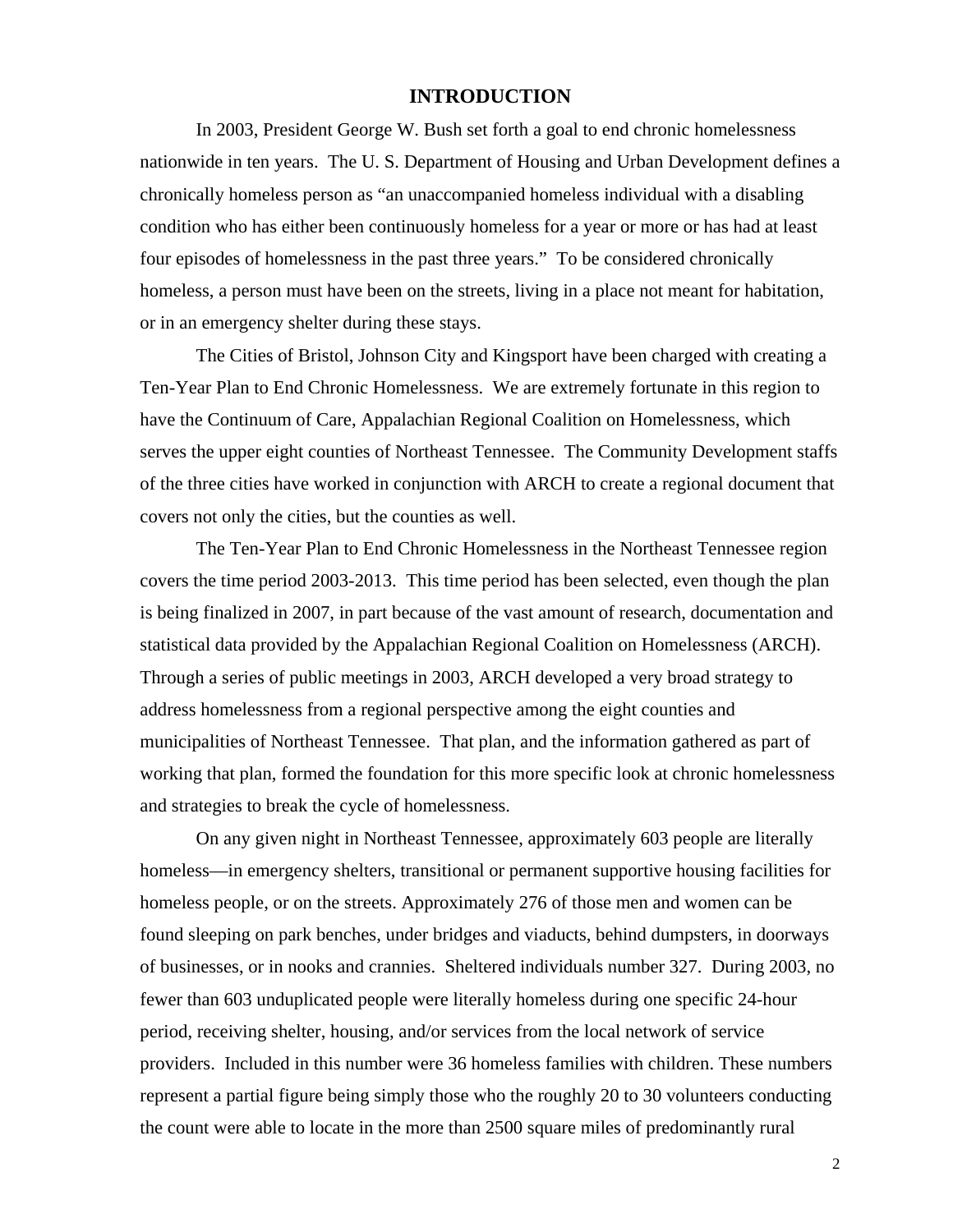# INTRODUCTION

In 2003, President George W. Bush set forth a goal to end chronic homelessness nationwide in ten years. The U. S. Department of Housing and Urban Development defines a chronically homeless person as "an unaccompanied homeless individual with a disabling condition who has either been continuously homeless for a year or more or has had at least four episodes of homelessness in the past three years." To be considered chronically homeless, a person must have been on the streets, living in a place not meant for habitation, or in an emergency shelter during these stays.

The Cities of Bristol, Johnson City and Kingsport have been charged with creating a Ten-Year Plan to End Chronic Homelessness. We are extremely fortunate in this region to have the Continuum of Care, Appalachian Regional Coalition on Homelessness, which serves the upper eight counties of Northeast Tennessee. The Community Development staffs of the three cities have worked in conjunction with ARCH to create a regional document that covers not only the cities, but the counties as well.

The Ten-Year Plan to End Chronic Homelessness in the Northeast Tennessee region covers the time period 2003-2013. This time period has been selected, even though the plan is being finalized in 2007, in part because of the vast amount of research, documentation and statistical data provided by the Appalachian Regional Coalition on Homelessness (ARCH). Through a series of public meetings in 2003, ARCH developed a very broad strategy to address homelessness from a regional perspective among the eight counties and municipalities of Northeast Tennessee. That plan, and the information gathered as part of working that plan, formed the foundation for this more specific look at chronic homelessness and strategies to break the cycle of homelessness.

On any given night in Northeast Tennessee, approximately 603 people are literally homeless—in emergency shelters, transitional or permanent supportive housing facilities for homeless people, or on the streets. Approximately 276 of those men and women can be found sleeping on park benches, under bridges and viaducts, behind dumpsters, in doorways of businesses, or in nooks and crannies. Sheltered individuals number 327. During 2003, no fewer than 603 unduplicated people were literally homeless during one specific 24-hour period, receiving shelter, housing, and/or services from the local network of service providers. Included in this number were 36 homeless families with children. These numbers represent a partial figure being simply those who the roughly 20 to 30 volunteers conducting the count were able to locate in the more than 2500 square miles of predominantly rural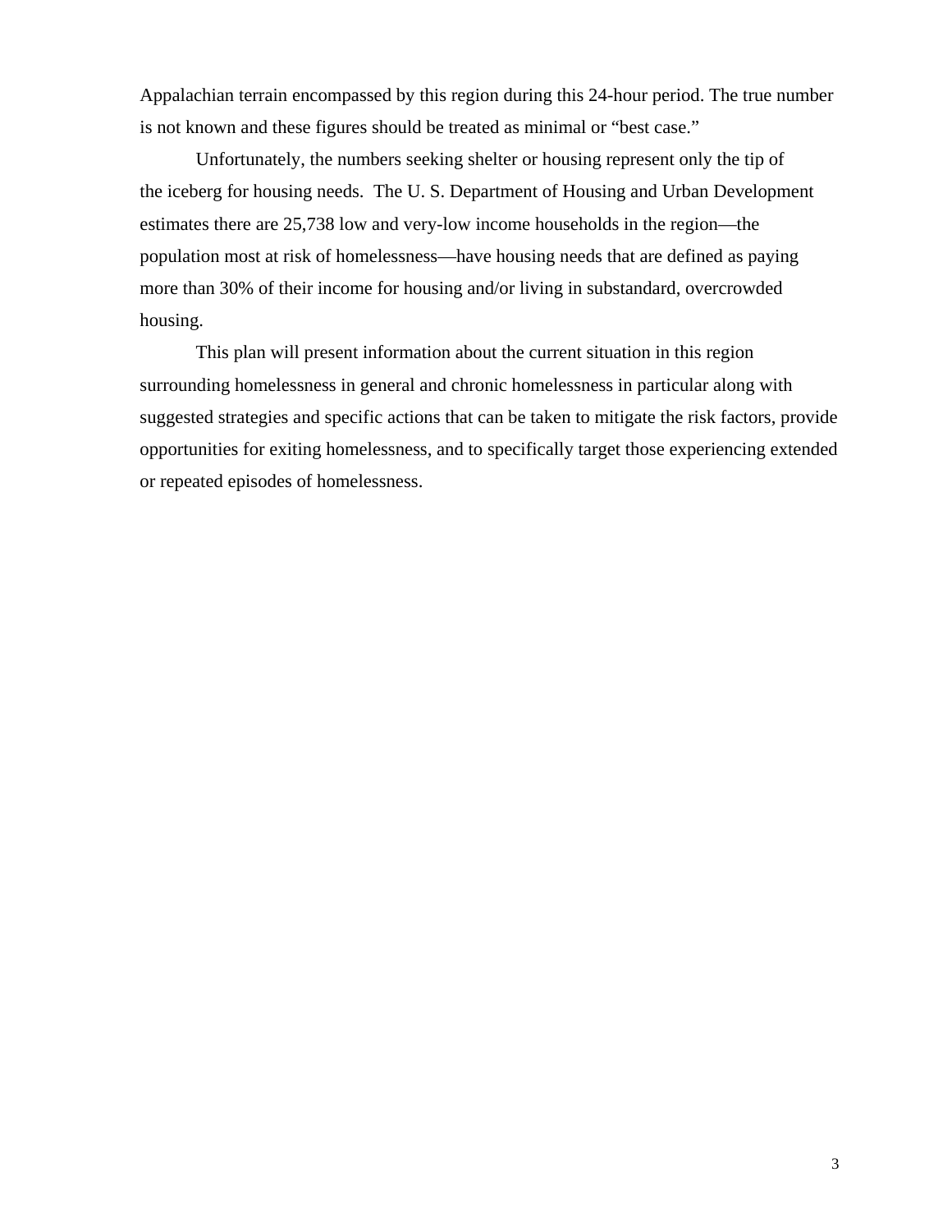Appalachian terrain encompassed by this region during this 24-hour period. The true number is not known and these figures should be treated as minimal or "best case."

Unfortunately, the numbers seeking shelter or housing represent only the tip of the iceberg for housing needs. The U. S. Department of Housing and Urban Development estimates there are 25,738 low and very-low income households in the region—the population most at risk of homelessness—have housing needs that are defined as paying more than 30% of their income for housing and/or living in substandard, overcrowded housing.

This plan will present information about the current situation in this region surrounding homelessness in general and chronic homelessness in particular along with suggested strategies and specific actions that can be taken to mitigate the risk factors, provide opportunities for exiting homelessness, and to specifically target those experiencing extended or repeated episodes of homelessness.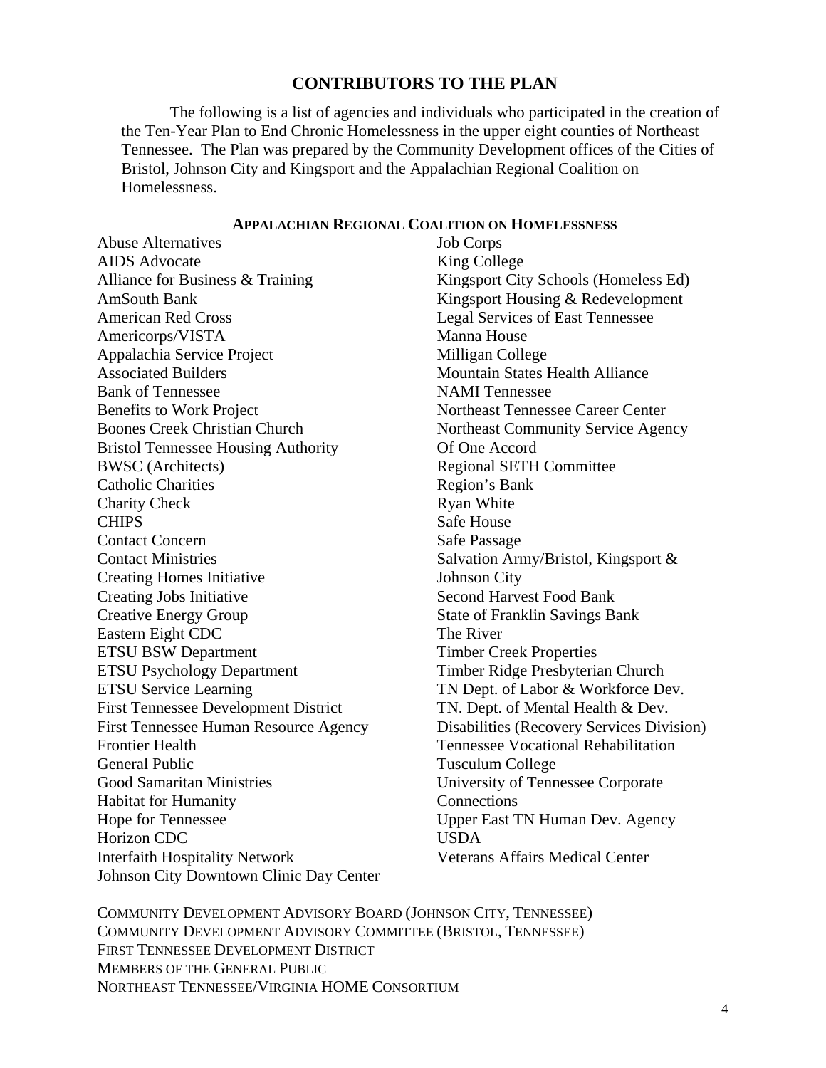## CONTRIBUTORS TO THE PLAN

The following is a list of agencies and individuals who participated in the creation of the Ten-Year Plan to End Chronic Homelessness in the upper eight counties of Northeast Tennessee. The Plan was prepared by the Community Development offices of the Cities of Bristol, Johnson City and Kingsport and the Appalachian Regional Coalition on Homelessness.

### APPALACHIAN REGIONAL COALITION ON HOMELESSNESS

Abuse Alternatives
AIDS Advocate
Alliance for Business & Training
AmSouth Bank
American Red Cross
Americorps/VISTA
Appalachia Service Project
Associated Builders
Bank of Tennessee
Benefits to Work Project
Boones Creek Christian Church
Bristol Tennessee Housing Authority
BWSC (Architects)
Catholic Charities
Charity Check
CHIPS
Contact Concern
Contact Ministries
Creating Homes Initiative
Creating Jobs Initiative
Creative Energy Group
Eastern Eight CDC
ETSU BSW Department
ETSU Psychology Department
ETSU Service Learning
First Tennessee Development District
First Tennessee Human Resource Agency
Frontier Health
General Public
Good Samaritan Ministries
Habitat for Humanity
Hope for Tennessee
Horizon CDC
Interfaith Hospitality Network
Johnson City Downtown Clinic Day Center
Job Corps
King College
Kingsport City Schools (Homeless Ed)
Kingsport Housing & Redevelopment
Legal Services of East Tennessee
Manna House
Milligan College
Mountain States Health Alliance
NAMI Tennessee
Northeast Tennessee Career Center
Northeast Community Service Agency
Of One Accord
Regional SETH Committee
Region's Bank
Ryan White
Safe House
Safe Passage
Salvation Army/Bristol, Kingsport & Johnson City
Second Harvest Food Bank
State of Franklin Savings Bank
The River
Timber Creek Properties
Timber Ridge Presbyterian Church
TN Dept. of Labor & Workforce Dev.
TN. Dept. of Mental Health & Dev. Disabilities (Recovery Services Division)
Tennessee Vocational Rehabilitation
Tusculum College
University of Tennessee Corporate Connections
Upper East TN Human Dev. Agency
USDA
Veterans Affairs Medical Center

COMMUNITY DEVELOPMENT ADVISORY BOARD (JOHNSON CITY, TENNESSEE)
COMMUNITY DEVELOPMENT ADVISORY COMMITTEE (BRISTOL, TENNESSEE)
FIRST TENNESSEE DEVELOPMENT DISTRICT
MEMBERS OF THE GENERAL PUBLIC
NORTHEAST TENNESSEE/VIRGINIA HOME CONSORTIUM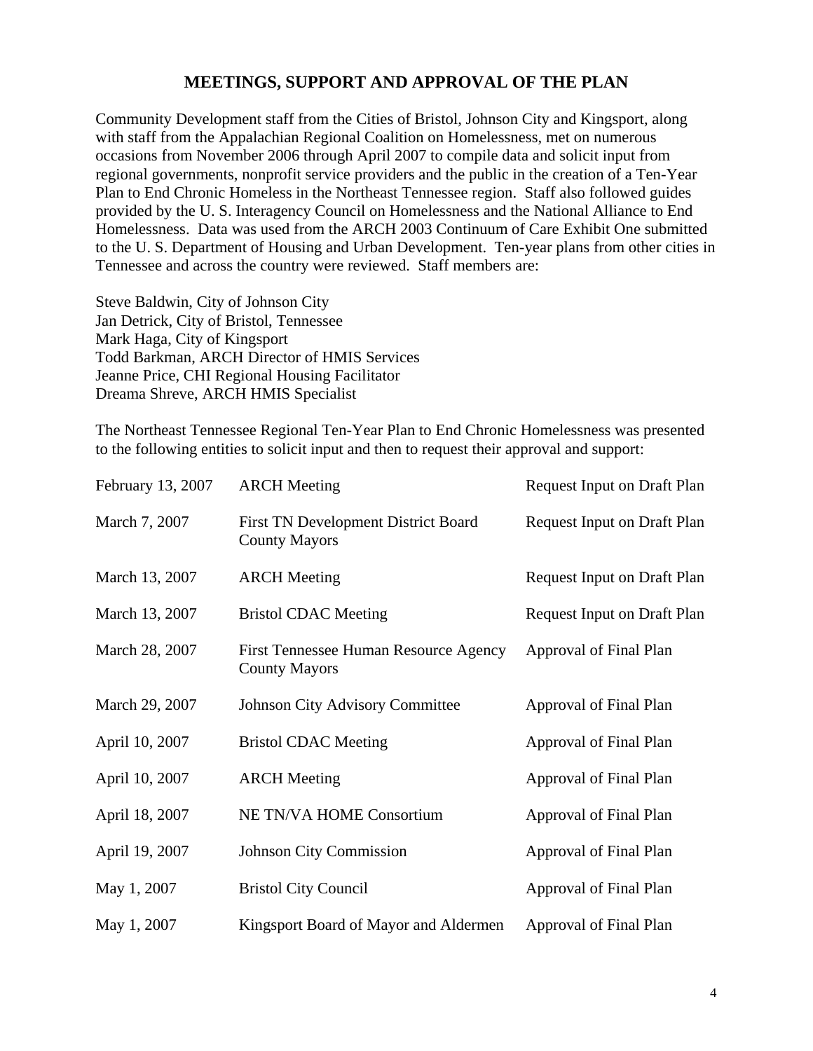## MEETINGS, SUPPORT AND APPROVAL OF THE PLAN

Community Development staff from the Cities of Bristol, Johnson City and Kingsport, along with staff from the Appalachian Regional Coalition on Homelessness, met on numerous occasions from November 2006 through April 2007 to compile data and solicit input from regional governments, nonprofit service providers and the public in the creation of a Ten-Year Plan to End Chronic Homeless in the Northeast Tennessee region. Staff also followed guides provided by the U. S. Interagency Council on Homelessness and the National Alliance to End Homelessness. Data was used from the ARCH 2003 Continuum of Care Exhibit One submitted to the U. S. Department of Housing and Urban Development. Ten-year plans from other cities in Tennessee and across the country were reviewed. Staff members are:

Steve Baldwin, City of Johnson City
Jan Detrick, City of Bristol, Tennessee
Mark Haga, City of Kingsport
Todd Barkman, ARCH Director of HMIS Services
Jeanne Price, CHI Regional Housing Facilitator
Dreama Shreve, ARCH HMIS Specialist

The Northeast Tennessee Regional Ten-Year Plan to End Chronic Homelessness was presented to the following entities to solicit input and then to request their approval and support:

| | | |
|---|---|---|
| February 13, 2007 | ARCH Meeting | Request Input on Draft Plan |
| March 7, 2007 | First TN Development District Board County Mayors | Request Input on Draft Plan |
| March 13, 2007 | ARCH Meeting | Request Input on Draft Plan |
| March 13, 2007 | Bristol CDAC Meeting | Request Input on Draft Plan |
| March 28, 2007 | First Tennessee Human Resource Agency County Mayors | Approval of Final Plan |
| March 29, 2007 | Johnson City Advisory Committee | Approval of Final Plan |
| April 10, 2007 | Bristol CDAC Meeting | Approval of Final Plan |
| April 10, 2007 | ARCH Meeting | Approval of Final Plan |
| April 18, 2007 | NE TN/VA HOME Consortium | Approval of Final Plan |
| April 19, 2007 | Johnson City Commission | Approval of Final Plan |
| May 1, 2007 | Bristol City Council | Approval of Final Plan |
| May 1, 2007 | Kingsport Board of Mayor and Aldermen | Approval of Final Plan |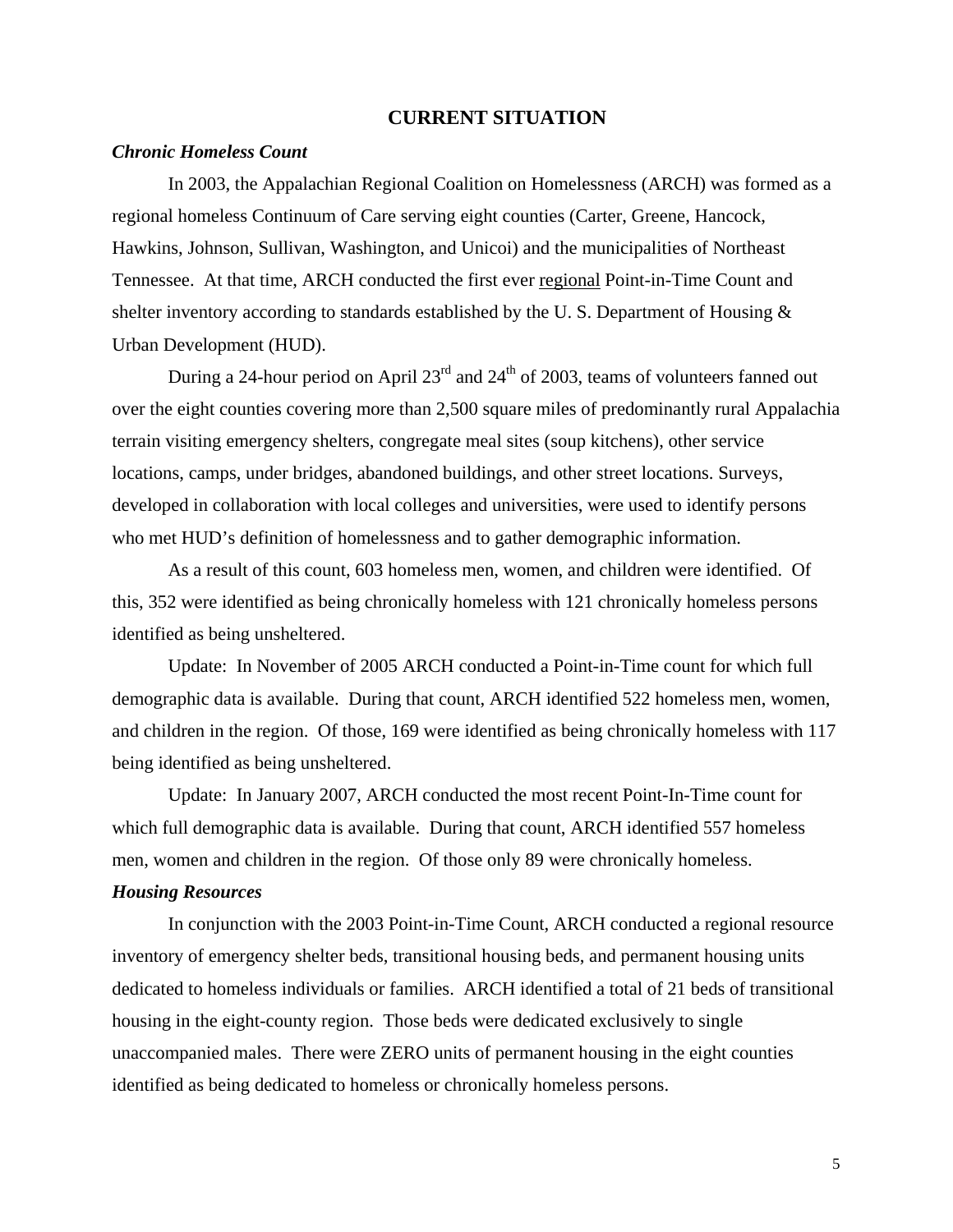## CURRENT SITUATION

### *Chronic Homeless Count*

In 2003, the Appalachian Regional Coalition on Homelessness (ARCH) was formed as a regional homeless Continuum of Care serving eight counties (Carter, Greene, Hancock, Hawkins, Johnson, Sullivan, Washington, and Unicoi) and the municipalities of Northeast Tennessee. At that time, ARCH conducted the first ever <u>regional</u> Point-in-Time Count and shelter inventory according to standards established by the U. S. Department of Housing & Urban Development (HUD).

During a 24-hour period on April 23rd and 24th of 2003, teams of volunteers fanned out over the eight counties covering more than 2,500 square miles of predominantly rural Appalachia terrain visiting emergency shelters, congregate meal sites (soup kitchens), other service locations, camps, under bridges, abandoned buildings, and other street locations. Surveys, developed in collaboration with local colleges and universities, were used to identify persons who met HUD's definition of homelessness and to gather demographic information.

As a result of this count, 603 homeless men, women, and children were identified. Of this, 352 were identified as being chronically homeless with 121 chronically homeless persons identified as being unsheltered.

Update: In November of 2005 ARCH conducted a Point-in-Time count for which full demographic data is available. During that count, ARCH identified 522 homeless men, women, and children in the region. Of those, 169 were identified as being chronically homeless with 117 being identified as being unsheltered.

Update: In January 2007, ARCH conducted the most recent Point-In-Time count for which full demographic data is available. During that count, ARCH identified 557 homeless men, women and children in the region. Of those only 89 were chronically homeless.

### *Housing Resources*

In conjunction with the 2003 Point-in-Time Count, ARCH conducted a regional resource inventory of emergency shelter beds, transitional housing beds, and permanent housing units dedicated to homeless individuals or families. ARCH identified a total of 21 beds of transitional housing in the eight-county region. Those beds were dedicated exclusively to single unaccompanied males. There were ZERO units of permanent housing in the eight counties identified as being dedicated to homeless or chronically homeless persons.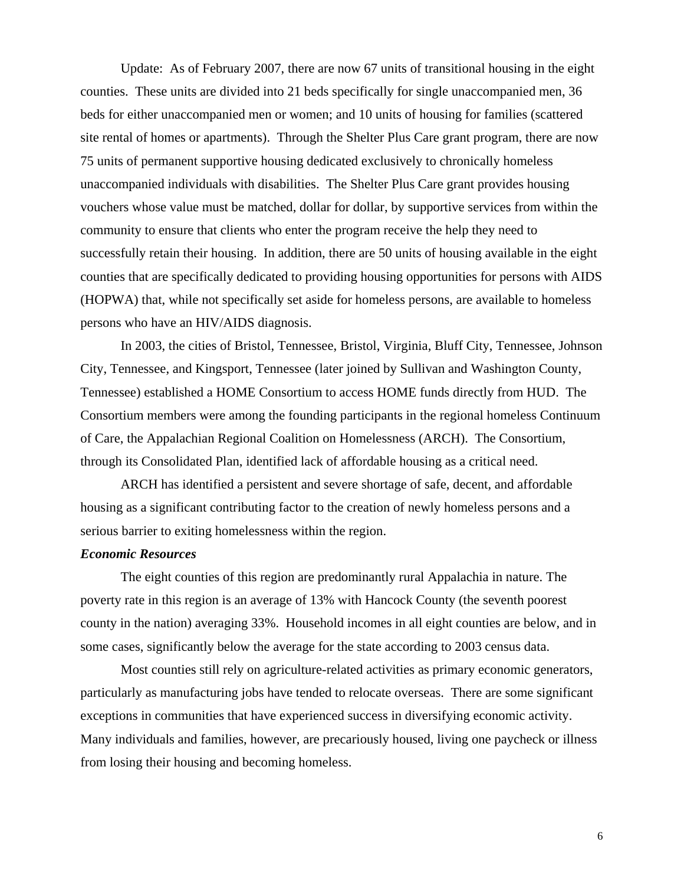Update: As of February 2007, there are now 67 units of transitional housing in the eight counties. These units are divided into 21 beds specifically for single unaccompanied men, 36 beds for either unaccompanied men or women; and 10 units of housing for families (scattered site rental of homes or apartments). Through the Shelter Plus Care grant program, there are now 75 units of permanent supportive housing dedicated exclusively to chronically homeless unaccompanied individuals with disabilities. The Shelter Plus Care grant provides housing vouchers whose value must be matched, dollar for dollar, by supportive services from within the community to ensure that clients who enter the program receive the help they need to successfully retain their housing. In addition, there are 50 units of housing available in the eight counties that are specifically dedicated to providing housing opportunities for persons with AIDS (HOPWA) that, while not specifically set aside for homeless persons, are available to homeless persons who have an HIV/AIDS diagnosis.

In 2003, the cities of Bristol, Tennessee, Bristol, Virginia, Bluff City, Tennessee, Johnson City, Tennessee, and Kingsport, Tennessee (later joined by Sullivan and Washington County, Tennessee) established a HOME Consortium to access HOME funds directly from HUD. The Consortium members were among the founding participants in the regional homeless Continuum of Care, the Appalachian Regional Coalition on Homelessness (ARCH). The Consortium, through its Consolidated Plan, identified lack of affordable housing as a critical need.

ARCH has identified a persistent and severe shortage of safe, decent, and affordable housing as a significant contributing factor to the creation of newly homeless persons and a serious barrier to exiting homelessness within the region.

***Economic Resources***

The eight counties of this region are predominantly rural Appalachia in nature. The poverty rate in this region is an average of 13% with Hancock County (the seventh poorest county in the nation) averaging 33%. Household incomes in all eight counties are below, and in some cases, significantly below the average for the state according to 2003 census data.

Most counties still rely on agriculture-related activities as primary economic generators, particularly as manufacturing jobs have tended to relocate overseas. There are some significant exceptions in communities that have experienced success in diversifying economic activity. Many individuals and families, however, are precariously housed, living one paycheck or illness from losing their housing and becoming homeless.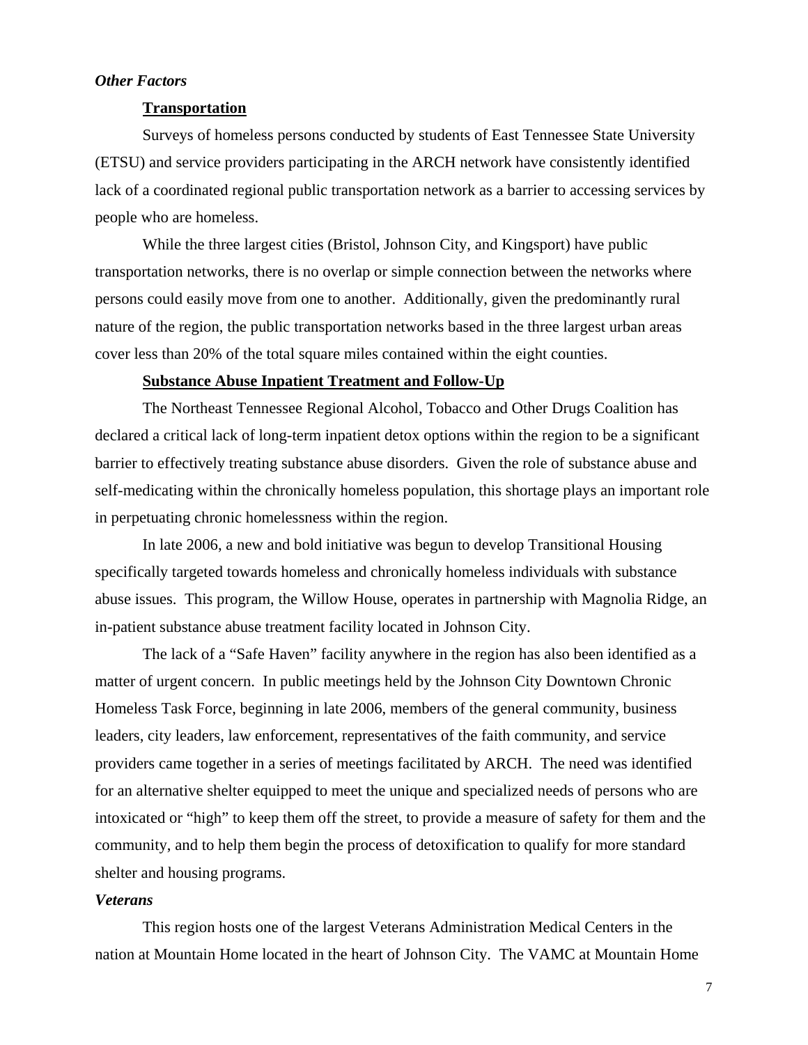### *Other Factors*

#### Transportation

Surveys of homeless persons conducted by students of East Tennessee State University (ETSU) and service providers participating in the ARCH network have consistently identified lack of a coordinated regional public transportation network as a barrier to accessing services by people who are homeless.

While the three largest cities (Bristol, Johnson City, and Kingsport) have public transportation networks, there is no overlap or simple connection between the networks where persons could easily move from one to another. Additionally, given the predominantly rural nature of the region, the public transportation networks based in the three largest urban areas cover less than 20% of the total square miles contained within the eight counties.

#### Substance Abuse Inpatient Treatment and Follow-Up

The Northeast Tennessee Regional Alcohol, Tobacco and Other Drugs Coalition has declared a critical lack of long-term inpatient detox options within the region to be a significant barrier to effectively treating substance abuse disorders. Given the role of substance abuse and self-medicating within the chronically homeless population, this shortage plays an important role in perpetuating chronic homelessness within the region.

In late 2006, a new and bold initiative was begun to develop Transitional Housing specifically targeted towards homeless and chronically homeless individuals with substance abuse issues. This program, the Willow House, operates in partnership with Magnolia Ridge, an in-patient substance abuse treatment facility located in Johnson City.

The lack of a "Safe Haven" facility anywhere in the region has also been identified as a matter of urgent concern. In public meetings held by the Johnson City Downtown Chronic Homeless Task Force, beginning in late 2006, members of the general community, business leaders, city leaders, law enforcement, representatives of the faith community, and service providers came together in a series of meetings facilitated by ARCH. The need was identified for an alternative shelter equipped to meet the unique and specialized needs of persons who are intoxicated or "high" to keep them off the street, to provide a measure of safety for them and the community, and to help them begin the process of detoxification to qualify for more standard shelter and housing programs.

### *Veterans*

This region hosts one of the largest Veterans Administration Medical Centers in the nation at Mountain Home located in the heart of Johnson City. The VAMC at Mountain Home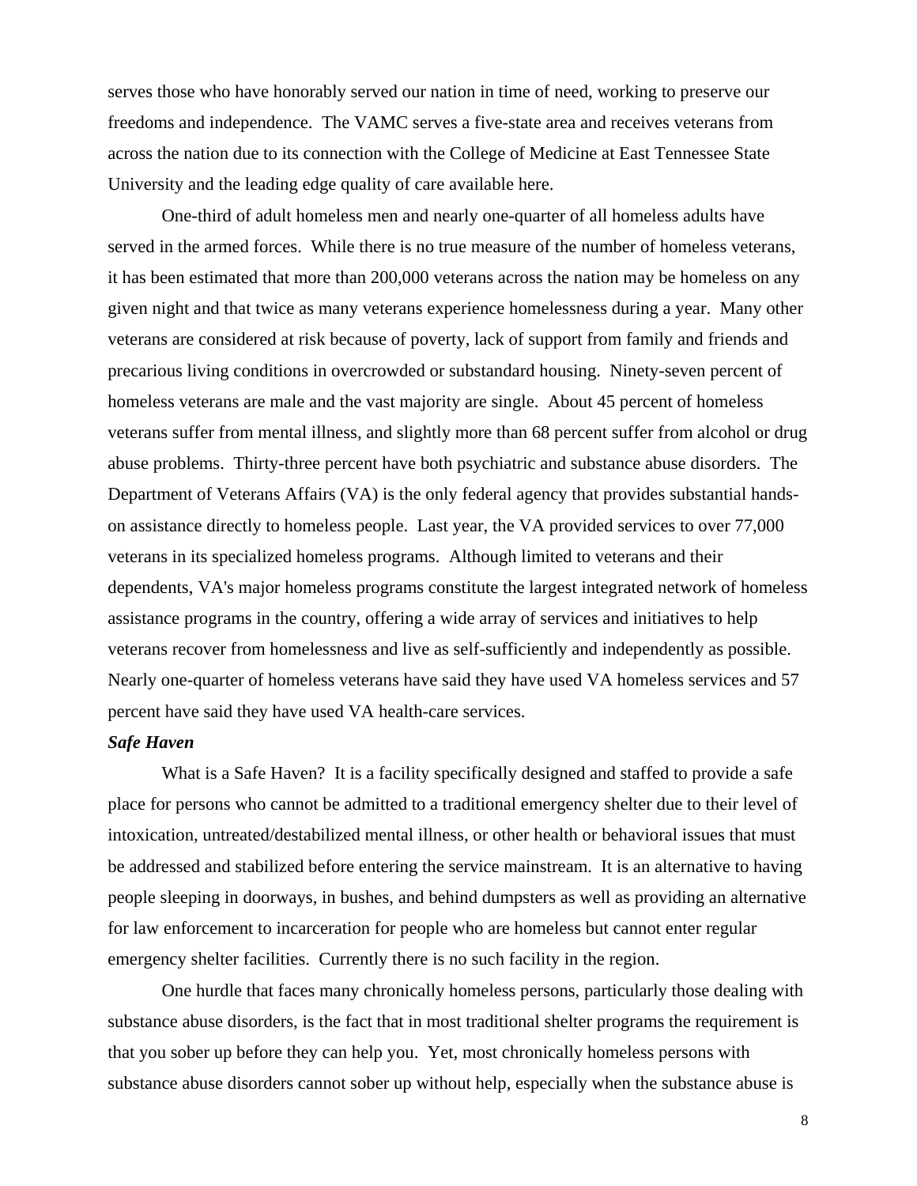serves those who have honorably served our nation in time of need, working to preserve our freedoms and independence. The VAMC serves a five-state area and receives veterans from across the nation due to its connection with the College of Medicine at East Tennessee State University and the leading edge quality of care available here.

One-third of adult homeless men and nearly one-quarter of all homeless adults have served in the armed forces. While there is no true measure of the number of homeless veterans, it has been estimated that more than 200,000 veterans across the nation may be homeless on any given night and that twice as many veterans experience homelessness during a year. Many other veterans are considered at risk because of poverty, lack of support from family and friends and precarious living conditions in overcrowded or substandard housing. Ninety-seven percent of homeless veterans are male and the vast majority are single. About 45 percent of homeless veterans suffer from mental illness, and slightly more than 68 percent suffer from alcohol or drug abuse problems. Thirty-three percent have both psychiatric and substance abuse disorders. The Department of Veterans Affairs (VA) is the only federal agency that provides substantial hands-on assistance directly to homeless people. Last year, the VA provided services to over 77,000 veterans in its specialized homeless programs. Although limited to veterans and their dependents, VA's major homeless programs constitute the largest integrated network of homeless assistance programs in the country, offering a wide array of services and initiatives to help veterans recover from homelessness and live as self-sufficiently and independently as possible. Nearly one-quarter of homeless veterans have said they have used VA homeless services and 57 percent have said they have used VA health-care services.

***Safe Haven***

What is a Safe Haven? It is a facility specifically designed and staffed to provide a safe place for persons who cannot be admitted to a traditional emergency shelter due to their level of intoxication, untreated/destabilized mental illness, or other health or behavioral issues that must be addressed and stabilized before entering the service mainstream. It is an alternative to having people sleeping in doorways, in bushes, and behind dumpsters as well as providing an alternative for law enforcement to incarceration for people who are homeless but cannot enter regular emergency shelter facilities. Currently there is no such facility in the region.

One hurdle that faces many chronically homeless persons, particularly those dealing with substance abuse disorders, is the fact that in most traditional shelter programs the requirement is that you sober up before they can help you. Yet, most chronically homeless persons with substance abuse disorders cannot sober up without help, especially when the substance abuse is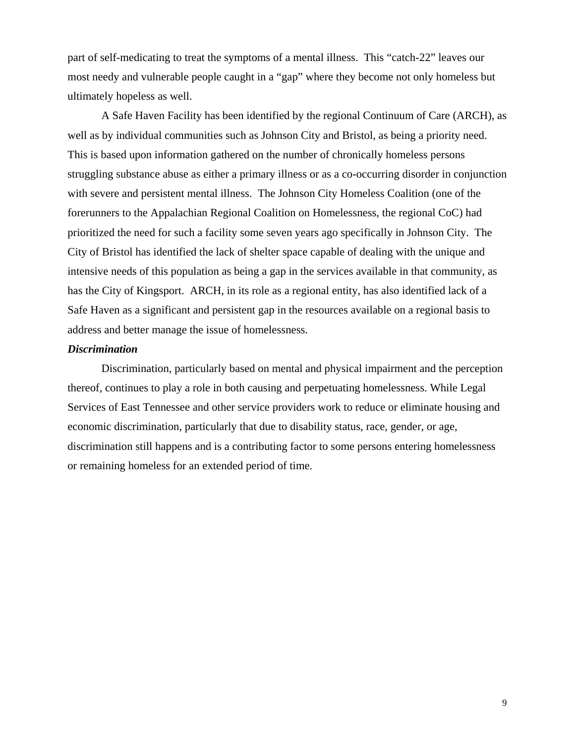part of self-medicating to treat the symptoms of a mental illness. This "catch-22" leaves our most needy and vulnerable people caught in a "gap" where they become not only homeless but ultimately hopeless as well.

A Safe Haven Facility has been identified by the regional Continuum of Care (ARCH), as well as by individual communities such as Johnson City and Bristol, as being a priority need. This is based upon information gathered on the number of chronically homeless persons struggling substance abuse as either a primary illness or as a co-occurring disorder in conjunction with severe and persistent mental illness. The Johnson City Homeless Coalition (one of the forerunners to the Appalachian Regional Coalition on Homelessness, the regional CoC) had prioritized the need for such a facility some seven years ago specifically in Johnson City. The City of Bristol has identified the lack of shelter space capable of dealing with the unique and intensive needs of this population as being a gap in the services available in that community, as has the City of Kingsport. ARCH, in its role as a regional entity, has also identified lack of a Safe Haven as a significant and persistent gap in the resources available on a regional basis to address and better manage the issue of homelessness.

***Discrimination***

Discrimination, particularly based on mental and physical impairment and the perception thereof, continues to play a role in both causing and perpetuating homelessness. While Legal Services of East Tennessee and other service providers work to reduce or eliminate housing and economic discrimination, particularly that due to disability status, race, gender, or age, discrimination still happens and is a contributing factor to some persons entering homelessness or remaining homeless for an extended period of time.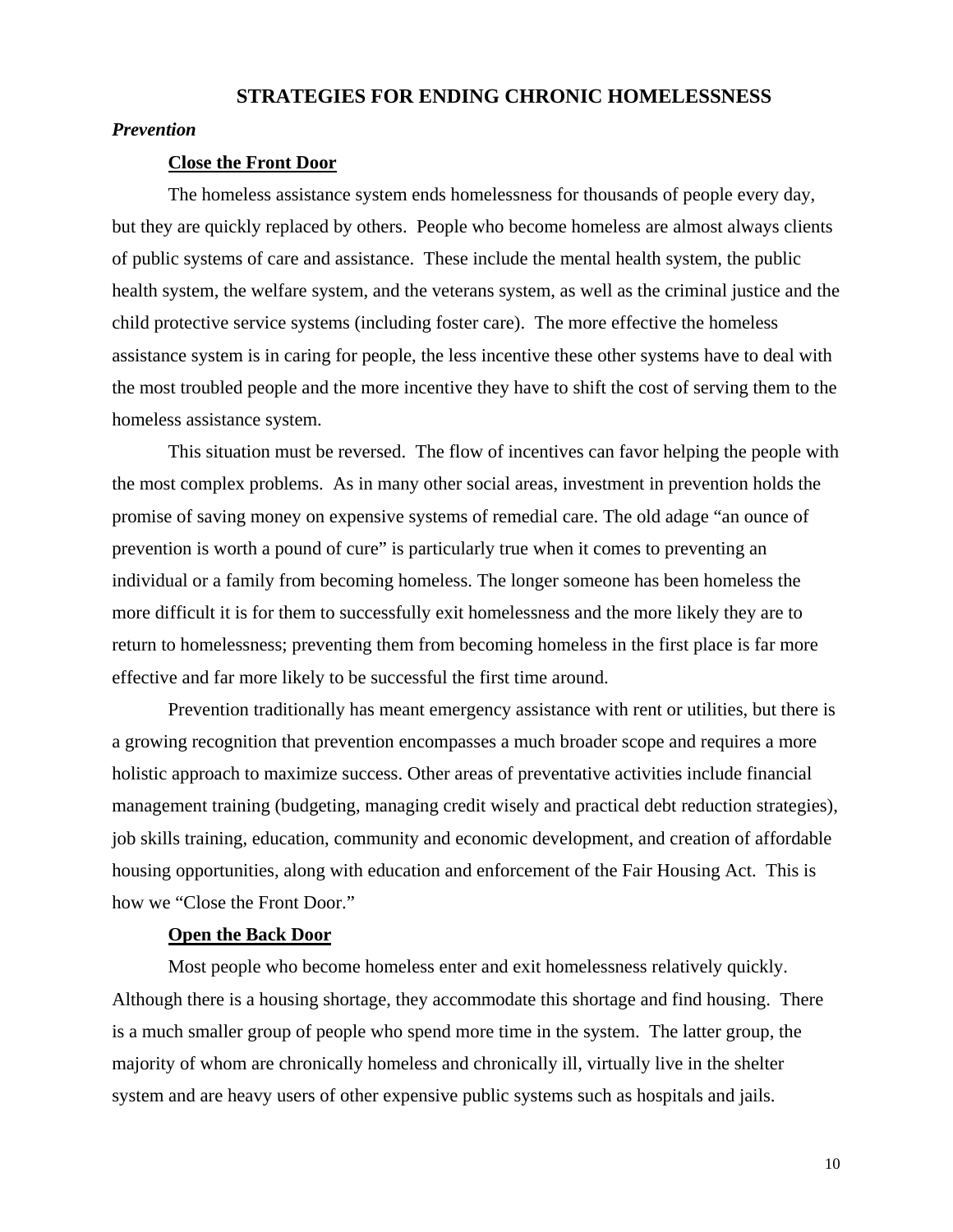## STRATEGIES FOR ENDING CHRONIC HOMELESSNESS

### *Prevention*

#### **Close the Front Door**

The homeless assistance system ends homelessness for thousands of people every day, but they are quickly replaced by others. People who become homeless are almost always clients of public systems of care and assistance. These include the mental health system, the public health system, the welfare system, and the veterans system, as well as the criminal justice and the child protective service systems (including foster care). The more effective the homeless assistance system is in caring for people, the less incentive these other systems have to deal with the most troubled people and the more incentive they have to shift the cost of serving them to the homeless assistance system.

This situation must be reversed. The flow of incentives can favor helping the people with the most complex problems. As in many other social areas, investment in prevention holds the promise of saving money on expensive systems of remedial care. The old adage "an ounce of prevention is worth a pound of cure" is particularly true when it comes to preventing an individual or a family from becoming homeless. The longer someone has been homeless the more difficult it is for them to successfully exit homelessness and the more likely they are to return to homelessness; preventing them from becoming homeless in the first place is far more effective and far more likely to be successful the first time around.

Prevention traditionally has meant emergency assistance with rent or utilities, but there is a growing recognition that prevention encompasses a much broader scope and requires a more holistic approach to maximize success. Other areas of preventative activities include financial management training (budgeting, managing credit wisely and practical debt reduction strategies), job skills training, education, community and economic development, and creation of affordable housing opportunities, along with education and enforcement of the Fair Housing Act. This is how we "Close the Front Door."

#### **Open the Back Door**

Most people who become homeless enter and exit homelessness relatively quickly. Although there is a housing shortage, they accommodate this shortage and find housing. There is a much smaller group of people who spend more time in the system. The latter group, the majority of whom are chronically homeless and chronically ill, virtually live in the shelter system and are heavy users of other expensive public systems such as hospitals and jails.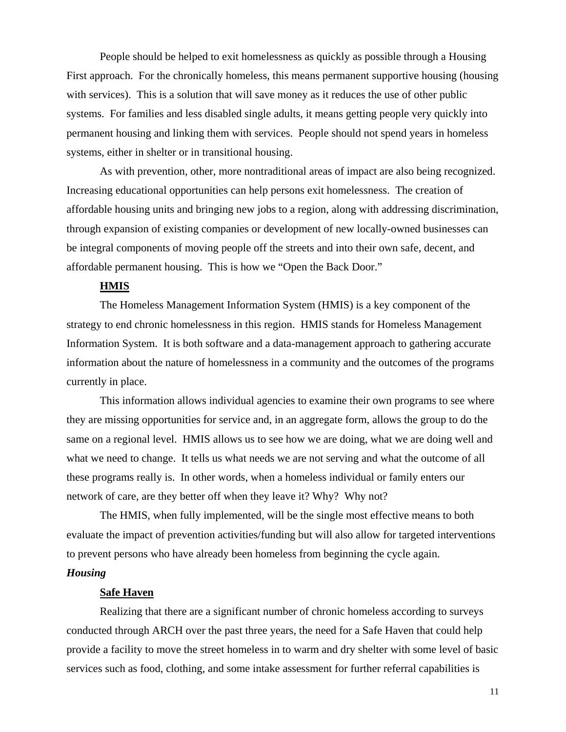People should be helped to exit homelessness as quickly as possible through a Housing First approach. For the chronically homeless, this means permanent supportive housing (housing with services). This is a solution that will save money as it reduces the use of other public systems. For families and less disabled single adults, it means getting people very quickly into permanent housing and linking them with services. People should not spend years in homeless systems, either in shelter or in transitional housing.

As with prevention, other, more nontraditional areas of impact are also being recognized. Increasing educational opportunities can help persons exit homelessness. The creation of affordable housing units and bringing new jobs to a region, along with addressing discrimination, through expansion of existing companies or development of new locally-owned businesses can be integral components of moving people off the streets and into their own safe, decent, and affordable permanent housing. This is how we "Open the Back Door."

**HMIS**

The Homeless Management Information System (HMIS) is a key component of the strategy to end chronic homelessness in this region. HMIS stands for Homeless Management Information System. It is both software and a data-management approach to gathering accurate information about the nature of homelessness in a community and the outcomes of the programs currently in place.

This information allows individual agencies to examine their own programs to see where they are missing opportunities for service and, in an aggregate form, allows the group to do the same on a regional level. HMIS allows us to see how we are doing, what we are doing well and what we need to change. It tells us what needs we are not serving and what the outcome of all these programs really is. In other words, when a homeless individual or family enters our network of care, are they better off when they leave it? Why? Why not?

The HMIS, when fully implemented, will be the single most effective means to both evaluate the impact of prevention activities/funding but will also allow for targeted interventions to prevent persons who have already been homeless from beginning the cycle again.

***Housing***

**Safe Haven**

Realizing that there are a significant number of chronic homeless according to surveys conducted through ARCH over the past three years, the need for a Safe Haven that could help provide a facility to move the street homeless in to warm and dry shelter with some level of basic services such as food, clothing, and some intake assessment for further referral capabilities is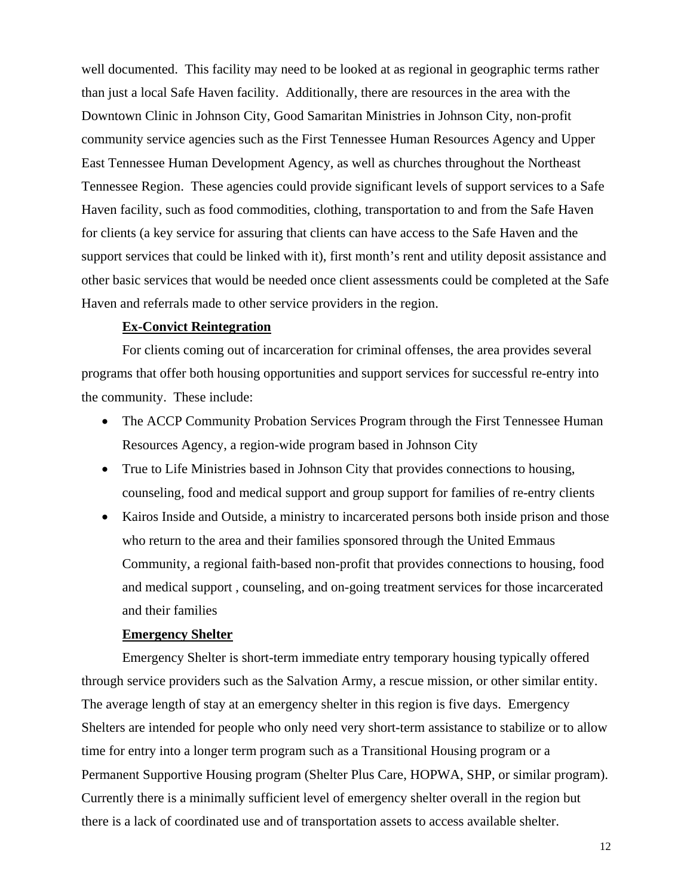well documented. This facility may need to be looked at as regional in geographic terms rather than just a local Safe Haven facility. Additionally, there are resources in the area with the Downtown Clinic in Johnson City, Good Samaritan Ministries in Johnson City, non-profit community service agencies such as the First Tennessee Human Resources Agency and Upper East Tennessee Human Development Agency, as well as churches throughout the Northeast Tennessee Region. These agencies could provide significant levels of support services to a Safe Haven facility, such as food commodities, clothing, transportation to and from the Safe Haven for clients (a key service for assuring that clients can have access to the Safe Haven and the support services that could be linked with it), first month's rent and utility deposit assistance and other basic services that would be needed once client assessments could be completed at the Safe Haven and referrals made to other service providers in the region.

**Ex-Convict Reintegration**

For clients coming out of incarceration for criminal offenses, the area provides several programs that offer both housing opportunities and support services for successful re-entry into the community. These include:

- The ACCP Community Probation Services Program through the First Tennessee Human Resources Agency, a region-wide program based in Johnson City
- True to Life Ministries based in Johnson City that provides connections to housing, counseling, food and medical support and group support for families of re-entry clients
- Kairos Inside and Outside, a ministry to incarcerated persons both inside prison and those who return to the area and their families sponsored through the United Emmaus Community, a regional faith-based non-profit that provides connections to housing, food and medical support , counseling, and on-going treatment services for those incarcerated and their families

**Emergency Shelter**

Emergency Shelter is short-term immediate entry temporary housing typically offered through service providers such as the Salvation Army, a rescue mission, or other similar entity. The average length of stay at an emergency shelter in this region is five days. Emergency Shelters are intended for people who only need very short-term assistance to stabilize or to allow time for entry into a longer term program such as a Transitional Housing program or a Permanent Supportive Housing program (Shelter Plus Care, HOPWA, SHP, or similar program). Currently there is a minimally sufficient level of emergency shelter overall in the region but there is a lack of coordinated use and of transportation assets to access available shelter.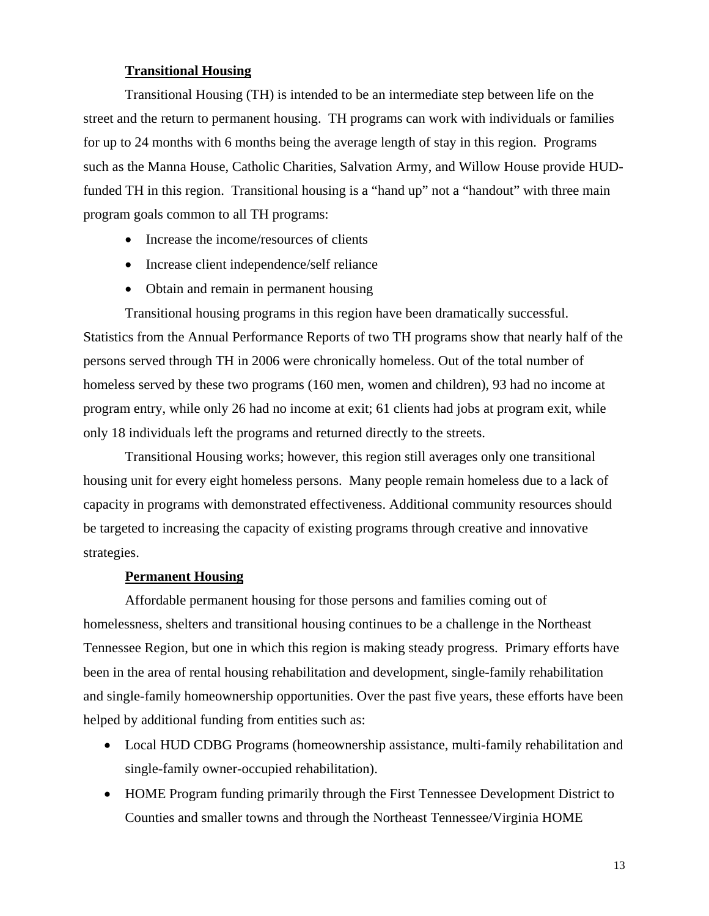**Transitional Housing**

Transitional Housing (TH) is intended to be an intermediate step between life on the street and the return to permanent housing. TH programs can work with individuals or families for up to 24 months with 6 months being the average length of stay in this region. Programs such as the Manna House, Catholic Charities, Salvation Army, and Willow House provide HUD-funded TH in this region. Transitional housing is a "hand up" not a "handout" with three main program goals common to all TH programs:

- Increase the income/resources of clients
- Increase client independence/self reliance
- Obtain and remain in permanent housing

Transitional housing programs in this region have been dramatically successful. Statistics from the Annual Performance Reports of two TH programs show that nearly half of the persons served through TH in 2006 were chronically homeless. Out of the total number of homeless served by these two programs (160 men, women and children), 93 had no income at program entry, while only 26 had no income at exit; 61 clients had jobs at program exit, while only 18 individuals left the programs and returned directly to the streets.

Transitional Housing works; however, this region still averages only one transitional housing unit for every eight homeless persons. Many people remain homeless due to a lack of capacity in programs with demonstrated effectiveness. Additional community resources should be targeted to increasing the capacity of existing programs through creative and innovative strategies.

**Permanent Housing**

Affordable permanent housing for those persons and families coming out of homelessness, shelters and transitional housing continues to be a challenge in the Northeast Tennessee Region, but one in which this region is making steady progress. Primary efforts have been in the area of rental housing rehabilitation and development, single-family rehabilitation and single-family homeownership opportunities. Over the past five years, these efforts have been helped by additional funding from entities such as:

- Local HUD CDBG Programs (homeownership assistance, multi-family rehabilitation and single-family owner-occupied rehabilitation).
- HOME Program funding primarily through the First Tennessee Development District to Counties and smaller towns and through the Northeast Tennessee/Virginia HOME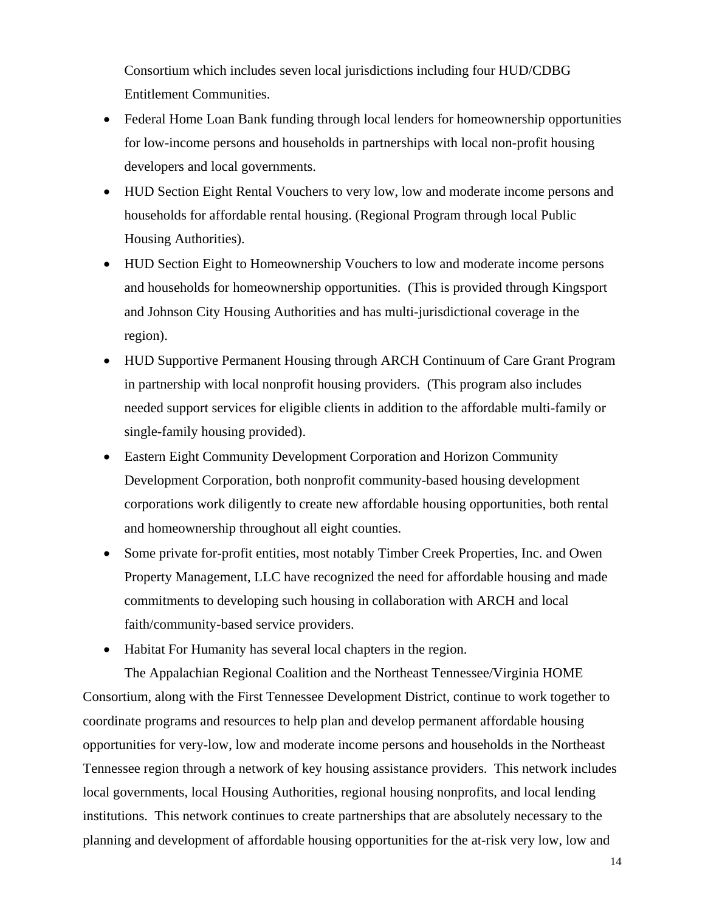Consortium which includes seven local jurisdictions including four HUD/CDBG Entitlement Communities.

- Federal Home Loan Bank funding through local lenders for homeownership opportunities for low-income persons and households in partnerships with local non-profit housing developers and local governments.
- HUD Section Eight Rental Vouchers to very low, low and moderate income persons and households for affordable rental housing. (Regional Program through local Public Housing Authorities).
- HUD Section Eight to Homeownership Vouchers to low and moderate income persons and households for homeownership opportunities. (This is provided through Kingsport and Johnson City Housing Authorities and has multi-jurisdictional coverage in the region).
- HUD Supportive Permanent Housing through ARCH Continuum of Care Grant Program in partnership with local nonprofit housing providers. (This program also includes needed support services for eligible clients in addition to the affordable multi-family or single-family housing provided).
- Eastern Eight Community Development Corporation and Horizon Community Development Corporation, both nonprofit community-based housing development corporations work diligently to create new affordable housing opportunities, both rental and homeownership throughout all eight counties.
- Some private for-profit entities, most notably Timber Creek Properties, Inc. and Owen Property Management, LLC have recognized the need for affordable housing and made commitments to developing such housing in collaboration with ARCH and local faith/community-based service providers.
- Habitat For Humanity has several local chapters in the region.

The Appalachian Regional Coalition and the Northeast Tennessee/Virginia HOME Consortium, along with the First Tennessee Development District, continue to work together to coordinate programs and resources to help plan and develop permanent affordable housing opportunities for very-low, low and moderate income persons and households in the Northeast Tennessee region through a network of key housing assistance providers. This network includes local governments, local Housing Authorities, regional housing nonprofits, and local lending institutions. This network continues to create partnerships that are absolutely necessary to the planning and development of affordable housing opportunities for the at-risk very low, low and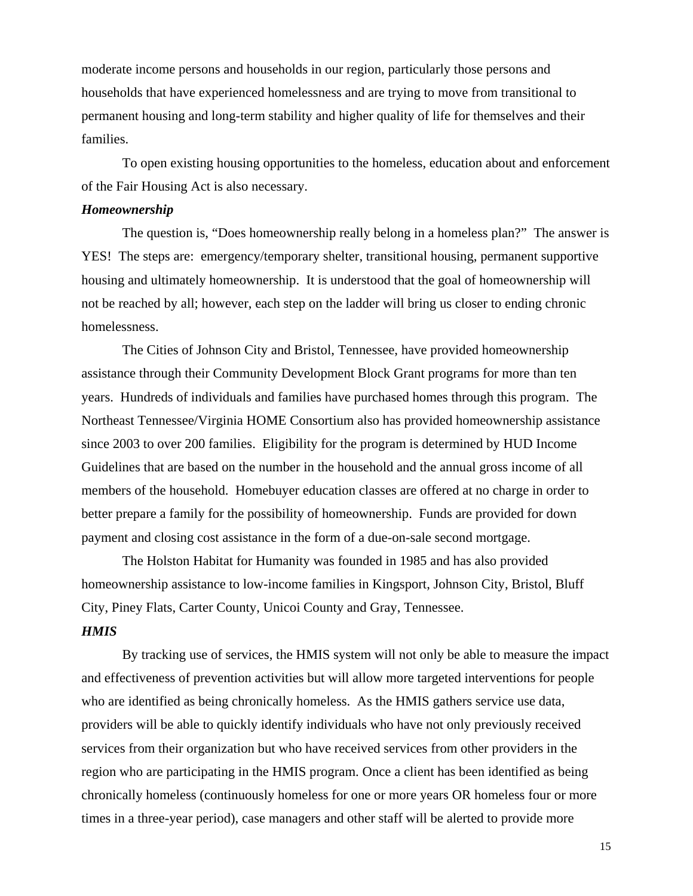moderate income persons and households in our region, particularly those persons and households that have experienced homelessness and are trying to move from transitional to permanent housing and long-term stability and higher quality of life for themselves and their families.

To open existing housing opportunities to the homeless, education about and enforcement of the Fair Housing Act is also necessary.

***Homeownership***

The question is, "Does homeownership really belong in a homeless plan?" The answer is YES! The steps are: emergency/temporary shelter, transitional housing, permanent supportive housing and ultimately homeownership. It is understood that the goal of homeownership will not be reached by all; however, each step on the ladder will bring us closer to ending chronic homelessness.

The Cities of Johnson City and Bristol, Tennessee, have provided homeownership assistance through their Community Development Block Grant programs for more than ten years. Hundreds of individuals and families have purchased homes through this program. The Northeast Tennessee/Virginia HOME Consortium also has provided homeownership assistance since 2003 to over 200 families. Eligibility for the program is determined by HUD Income Guidelines that are based on the number in the household and the annual gross income of all members of the household. Homebuyer education classes are offered at no charge in order to better prepare a family for the possibility of homeownership. Funds are provided for down payment and closing cost assistance in the form of a due-on-sale second mortgage.

The Holston Habitat for Humanity was founded in 1985 and has also provided homeownership assistance to low-income families in Kingsport, Johnson City, Bristol, Bluff City, Piney Flats, Carter County, Unicoi County and Gray, Tennessee.

***HMIS***

By tracking use of services, the HMIS system will not only be able to measure the impact and effectiveness of prevention activities but will allow more targeted interventions for people who are identified as being chronically homeless. As the HMIS gathers service use data, providers will be able to quickly identify individuals who have not only previously received services from their organization but who have received services from other providers in the region who are participating in the HMIS program. Once a client has been identified as being chronically homeless (continuously homeless for one or more years OR homeless four or more times in a three-year period), case managers and other staff will be alerted to provide more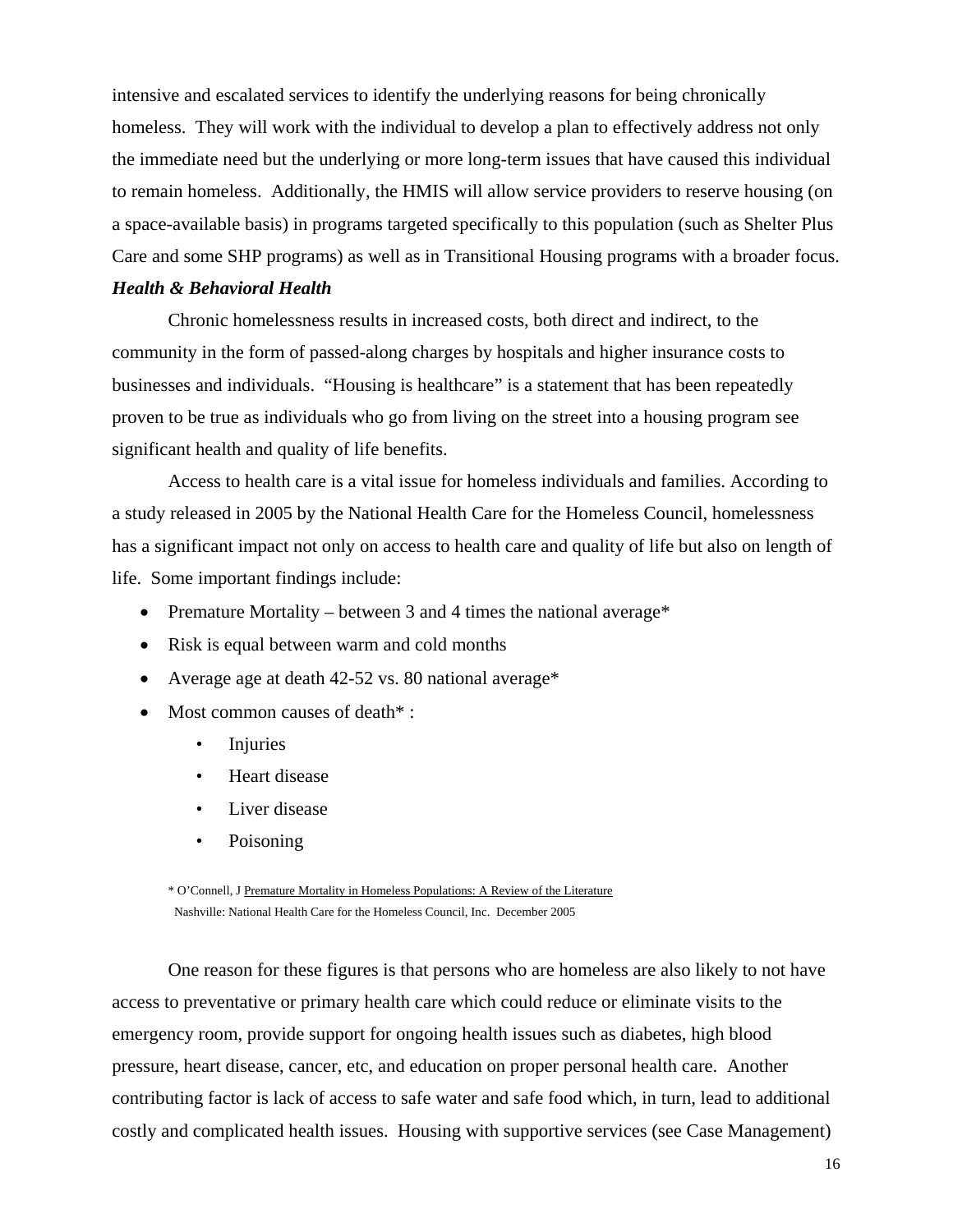intensive and escalated services to identify the underlying reasons for being chronically homeless. They will work with the individual to develop a plan to effectively address not only the immediate need but the underlying or more long-term issues that have caused this individual to remain homeless. Additionally, the HMIS will allow service providers to reserve housing (on a space-available basis) in programs targeted specifically to this population (such as Shelter Plus Care and some SHP programs) as well as in Transitional Housing programs with a broader focus.

***Health & Behavioral Health***

Chronic homelessness results in increased costs, both direct and indirect, to the community in the form of passed-along charges by hospitals and higher insurance costs to businesses and individuals. "Housing is healthcare" is a statement that has been repeatedly proven to be true as individuals who go from living on the street into a housing program see significant health and quality of life benefits.

Access to health care is a vital issue for homeless individuals and families. According to a study released in 2005 by the National Health Care for the Homeless Council, homelessness has a significant impact not only on access to health care and quality of life but also on length of life. Some important findings include:

- Premature Mortality – between 3 and 4 times the national average*
- Risk is equal between warm and cold months
- Average age at death 42-52 vs. 80 national average*
- Most common causes of death* :
    - Injuries
    - Heart disease
    - Liver disease
    - Poisoning

* O'Connell, J Premature Mortality in Homeless Populations: A Review of the Literature Nashville: National Health Care for the Homeless Council, Inc. December 2005

One reason for these figures is that persons who are homeless are also likely to not have access to preventative or primary health care which could reduce or eliminate visits to the emergency room, provide support for ongoing health issues such as diabetes, high blood pressure, heart disease, cancer, etc, and education on proper personal health care. Another contributing factor is lack of access to safe water and safe food which, in turn, lead to additional costly and complicated health issues. Housing with supportive services (see Case Management)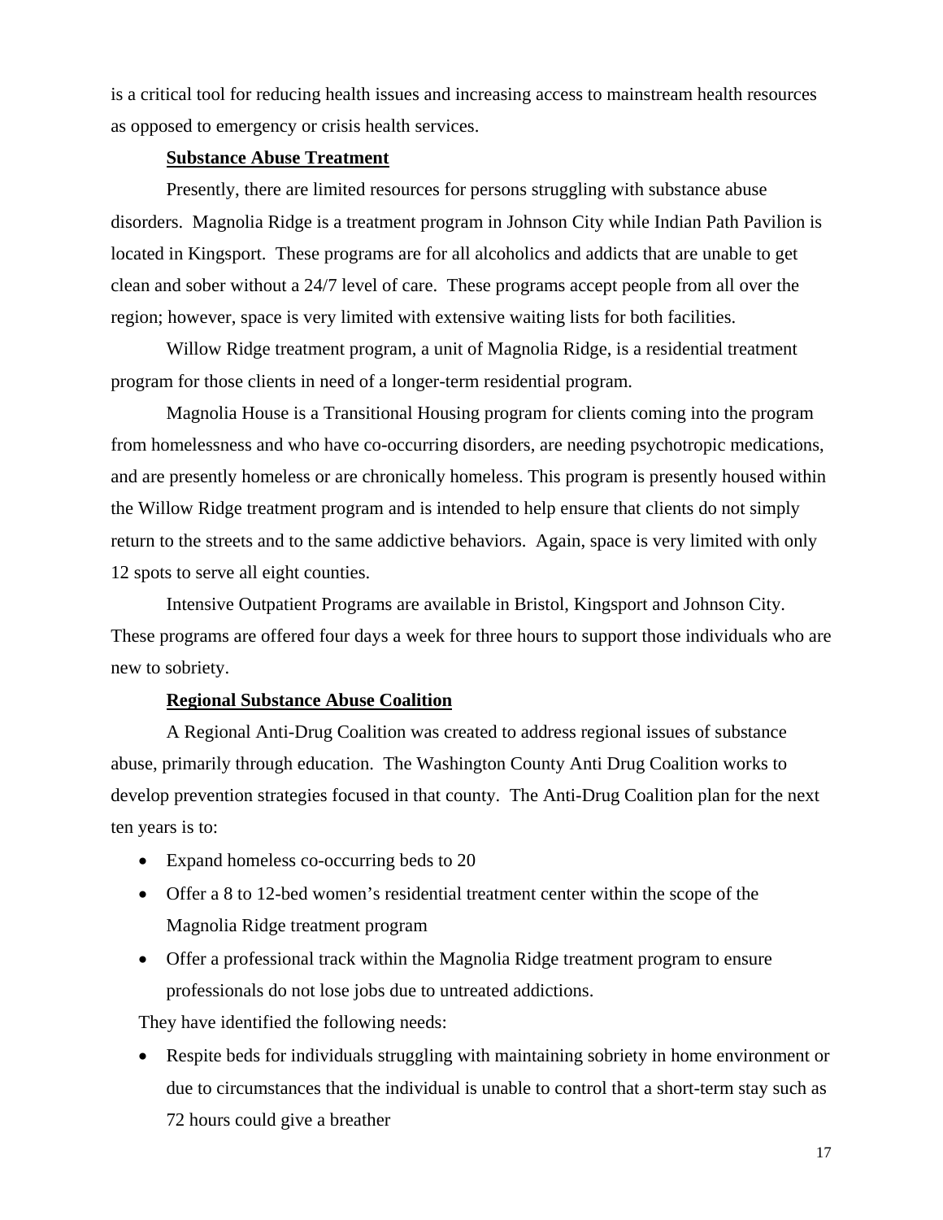is a critical tool for reducing health issues and increasing access to mainstream health resources as opposed to emergency or crisis health services.

**Substance Abuse Treatment**

Presently, there are limited resources for persons struggling with substance abuse disorders. Magnolia Ridge is a treatment program in Johnson City while Indian Path Pavilion is located in Kingsport. These programs are for all alcoholics and addicts that are unable to get clean and sober without a 24/7 level of care. These programs accept people from all over the region; however, space is very limited with extensive waiting lists for both facilities.

Willow Ridge treatment program, a unit of Magnolia Ridge, is a residential treatment program for those clients in need of a longer-term residential program.

Magnolia House is a Transitional Housing program for clients coming into the program from homelessness and who have co-occurring disorders, are needing psychotropic medications, and are presently homeless or are chronically homeless. This program is presently housed within the Willow Ridge treatment program and is intended to help ensure that clients do not simply return to the streets and to the same addictive behaviors. Again, space is very limited with only 12 spots to serve all eight counties.

Intensive Outpatient Programs are available in Bristol, Kingsport and Johnson City. These programs are offered four days a week for three hours to support those individuals who are new to sobriety.

**Regional Substance Abuse Coalition**

A Regional Anti-Drug Coalition was created to address regional issues of substance abuse, primarily through education. The Washington County Anti Drug Coalition works to develop prevention strategies focused in that county. The Anti-Drug Coalition plan for the next ten years is to:

- Expand homeless co-occurring beds to 20
- Offer a 8 to 12-bed women's residential treatment center within the scope of the Magnolia Ridge treatment program
- Offer a professional track within the Magnolia Ridge treatment program to ensure professionals do not lose jobs due to untreated addictions.

They have identified the following needs:

- Respite beds for individuals struggling with maintaining sobriety in home environment or due to circumstances that the individual is unable to control that a short-term stay such as 72 hours could give a breather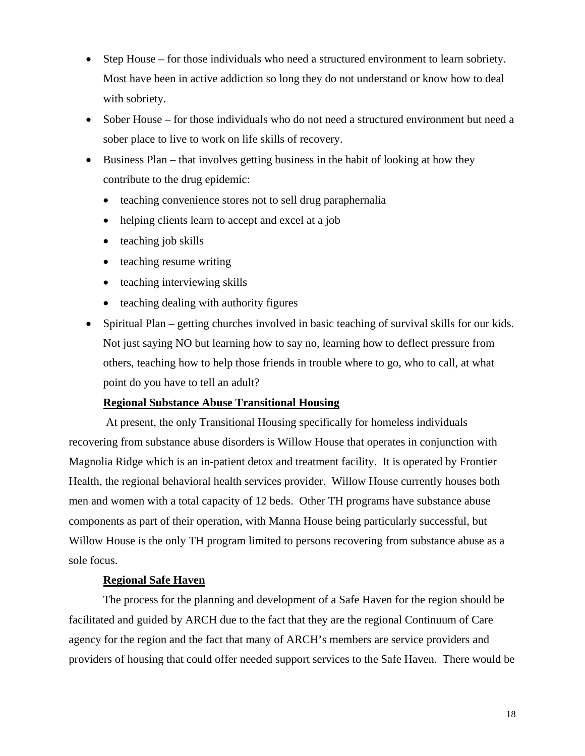- Step House – for those individuals who need a structured environment to learn sobriety. Most have been in active addiction so long they do not understand or know how to deal with sobriety.
- Sober House – for those individuals who do not need a structured environment but need a sober place to live to work on life skills of recovery.
- Business Plan – that involves getting business in the habit of looking at how they contribute to the drug epidemic:
  - teaching convenience stores not to sell drug paraphernalia
  - helping clients learn to accept and excel at a job
  - teaching job skills
  - teaching resume writing
  - teaching interviewing skills
  - teaching dealing with authority figures
- Spiritual Plan – getting churches involved in basic teaching of survival skills for our kids. Not just saying NO but learning how to say no, learning how to deflect pressure from others, teaching how to help those friends in trouble where to go, who to call, at what point do you have to tell an adult?

**Regional Substance Abuse Transitional Housing**

At present, the only Transitional Housing specifically for homeless individuals recovering from substance abuse disorders is Willow House that operates in conjunction with Magnolia Ridge which is an in-patient detox and treatment facility. It is operated by Frontier Health, the regional behavioral health services provider. Willow House currently houses both men and women with a total capacity of 12 beds. Other TH programs have substance abuse components as part of their operation, with Manna House being particularly successful, but Willow House is the only TH program limited to persons recovering from substance abuse as a sole focus.

**Regional Safe Haven**

The process for the planning and development of a Safe Haven for the region should be facilitated and guided by ARCH due to the fact that they are the regional Continuum of Care agency for the region and the fact that many of ARCH's members are service providers and providers of housing that could offer needed support services to the Safe Haven. There would be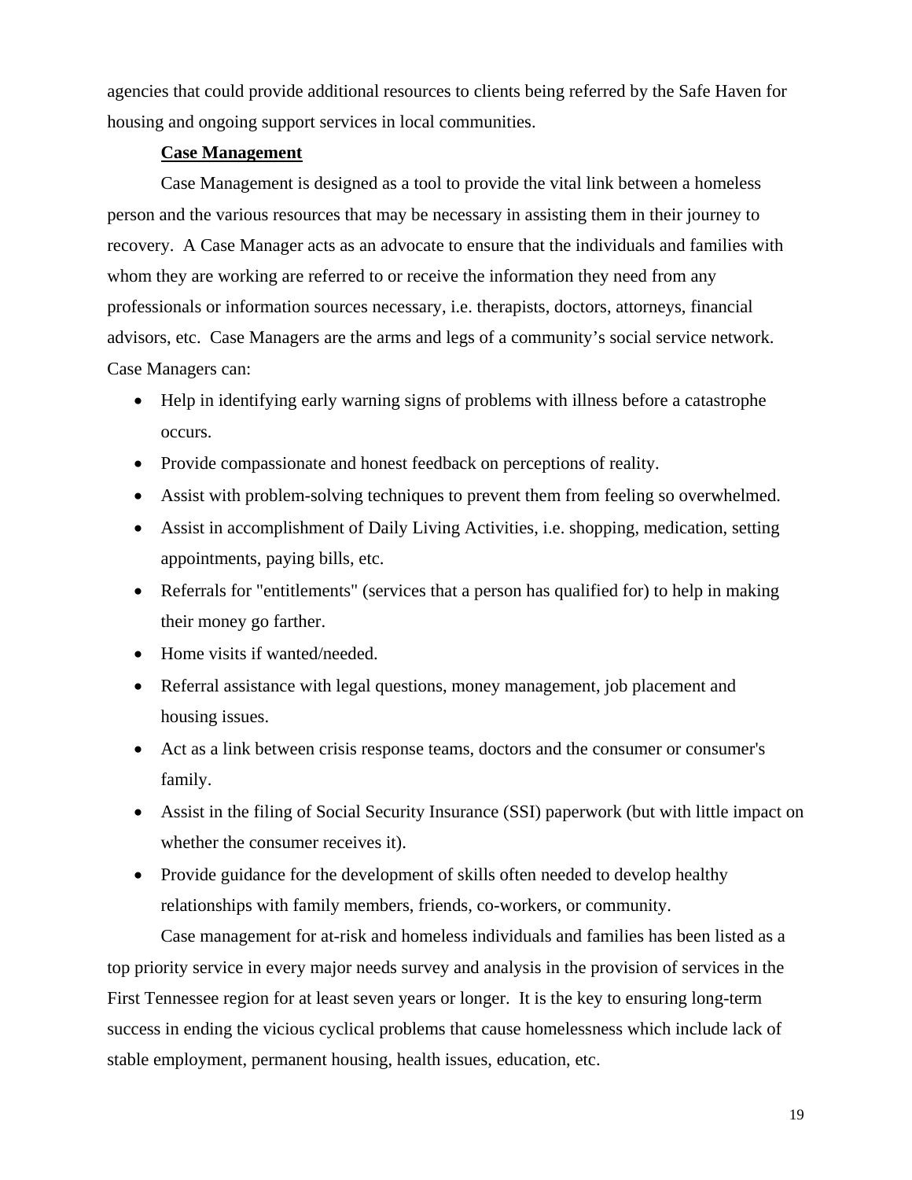agencies that could provide additional resources to clients being referred by the Safe Haven for housing and ongoing support services in local communities.

**Case Management**

Case Management is designed as a tool to provide the vital link between a homeless person and the various resources that may be necessary in assisting them in their journey to recovery. A Case Manager acts as an advocate to ensure that the individuals and families with whom they are working are referred to or receive the information they need from any professionals or information sources necessary, i.e. therapists, doctors, attorneys, financial advisors, etc. Case Managers are the arms and legs of a community's social service network. Case Managers can:

- Help in identifying early warning signs of problems with illness before a catastrophe occurs.
- Provide compassionate and honest feedback on perceptions of reality.
- Assist with problem-solving techniques to prevent them from feeling so overwhelmed.
- Assist in accomplishment of Daily Living Activities, i.e. shopping, medication, setting appointments, paying bills, etc.
- Referrals for "entitlements" (services that a person has qualified for) to help in making their money go farther.
- Home visits if wanted/needed.
- Referral assistance with legal questions, money management, job placement and housing issues.
- Act as a link between crisis response teams, doctors and the consumer or consumer's family.
- Assist in the filing of Social Security Insurance (SSI) paperwork (but with little impact on whether the consumer receives it).
- Provide guidance for the development of skills often needed to develop healthy relationships with family members, friends, co-workers, or community.

Case management for at-risk and homeless individuals and families has been listed as a top priority service in every major needs survey and analysis in the provision of services in the First Tennessee region for at least seven years or longer. It is the key to ensuring long-term success in ending the vicious cyclical problems that cause homelessness which include lack of stable employment, permanent housing, health issues, education, etc.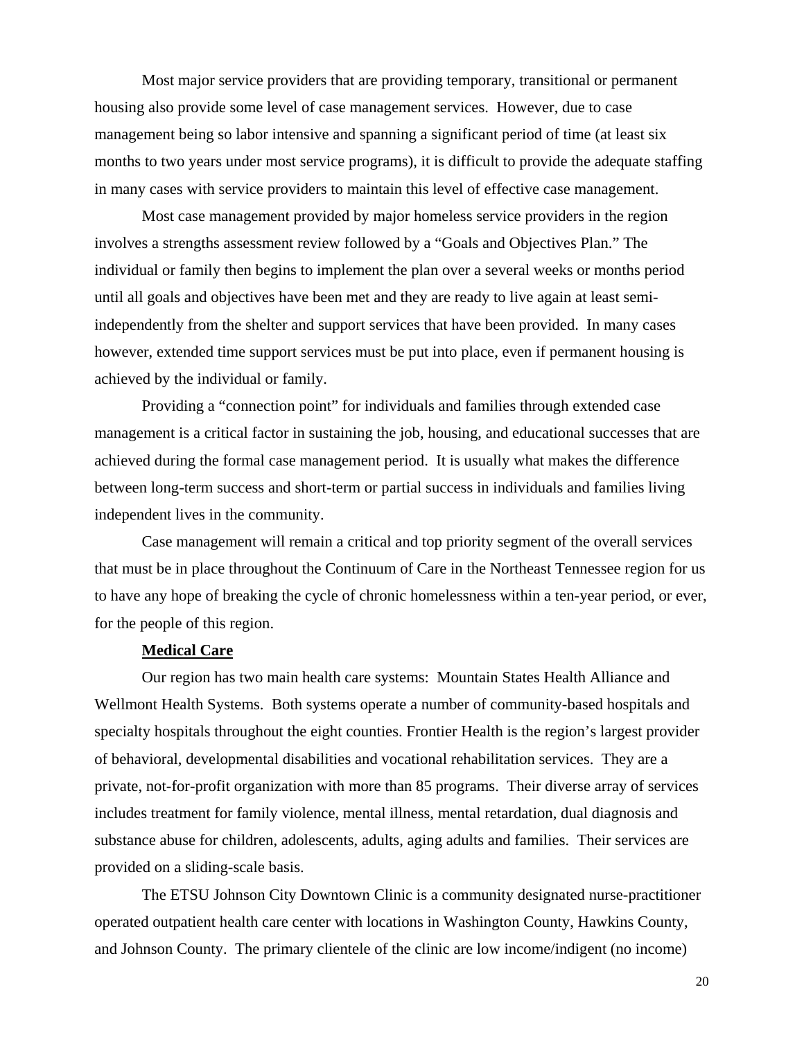Most major service providers that are providing temporary, transitional or permanent housing also provide some level of case management services. However, due to case management being so labor intensive and spanning a significant period of time (at least six months to two years under most service programs), it is difficult to provide the adequate staffing in many cases with service providers to maintain this level of effective case management.

Most case management provided by major homeless service providers in the region involves a strengths assessment review followed by a "Goals and Objectives Plan." The individual or family then begins to implement the plan over a several weeks or months period until all goals and objectives have been met and they are ready to live again at least semi-independently from the shelter and support services that have been provided. In many cases however, extended time support services must be put into place, even if permanent housing is achieved by the individual or family.

Providing a "connection point" for individuals and families through extended case management is a critical factor in sustaining the job, housing, and educational successes that are achieved during the formal case management period. It is usually what makes the difference between long-term success and short-term or partial success in individuals and families living independent lives in the community.

Case management will remain a critical and top priority segment of the overall services that must be in place throughout the Continuum of Care in the Northeast Tennessee region for us to have any hope of breaking the cycle of chronic homelessness within a ten-year period, or ever, for the people of this region.

**Medical Care**

Our region has two main health care systems: Mountain States Health Alliance and Wellmont Health Systems. Both systems operate a number of community-based hospitals and specialty hospitals throughout the eight counties. Frontier Health is the region's largest provider of behavioral, developmental disabilities and vocational rehabilitation services. They are a private, not-for-profit organization with more than 85 programs. Their diverse array of services includes treatment for family violence, mental illness, mental retardation, dual diagnosis and substance abuse for children, adolescents, adults, aging adults and families. Their services are provided on a sliding-scale basis.

The ETSU Johnson City Downtown Clinic is a community designated nurse-practitioner operated outpatient health care center with locations in Washington County, Hawkins County, and Johnson County. The primary clientele of the clinic are low income/indigent (no income)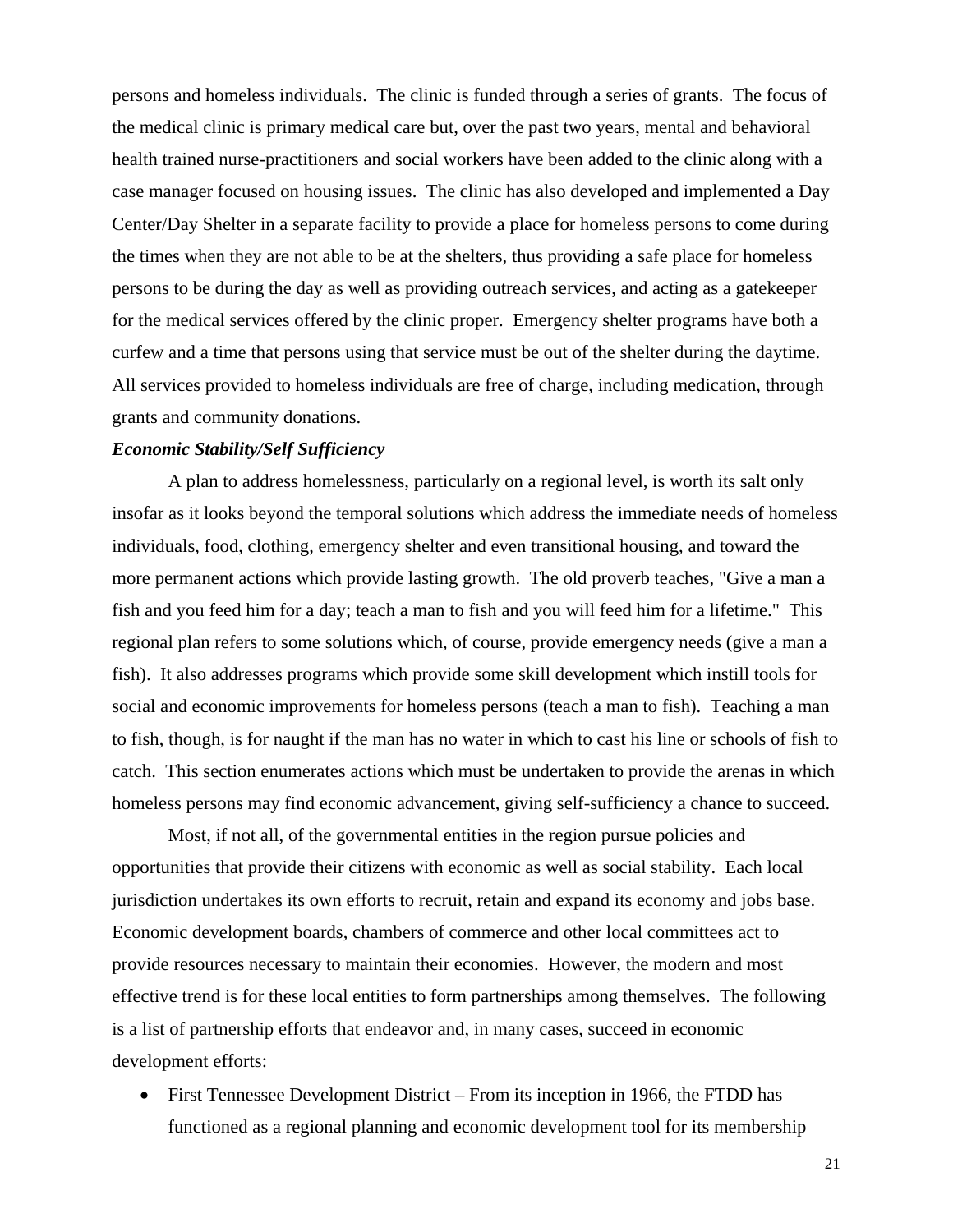persons and homeless individuals. The clinic is funded through a series of grants. The focus of the medical clinic is primary medical care but, over the past two years, mental and behavioral health trained nurse-practitioners and social workers have been added to the clinic along with a case manager focused on housing issues. The clinic has also developed and implemented a Day Center/Day Shelter in a separate facility to provide a place for homeless persons to come during the times when they are not able to be at the shelters, thus providing a safe place for homeless persons to be during the day as well as providing outreach services, and acting as a gatekeeper for the medical services offered by the clinic proper. Emergency shelter programs have both a curfew and a time that persons using that service must be out of the shelter during the daytime. All services provided to homeless individuals are free of charge, including medication, through grants and community donations.

***Economic Stability/Self Sufficiency***

A plan to address homelessness, particularly on a regional level, is worth its salt only insofar as it looks beyond the temporal solutions which address the immediate needs of homeless individuals, food, clothing, emergency shelter and even transitional housing, and toward the more permanent actions which provide lasting growth. The old proverb teaches, "Give a man a fish and you feed him for a day; teach a man to fish and you will feed him for a lifetime." This regional plan refers to some solutions which, of course, provide emergency needs (give a man a fish). It also addresses programs which provide some skill development which instill tools for social and economic improvements for homeless persons (teach a man to fish). Teaching a man to fish, though, is for naught if the man has no water in which to cast his line or schools of fish to catch. This section enumerates actions which must be undertaken to provide the arenas in which homeless persons may find economic advancement, giving self-sufficiency a chance to succeed.

Most, if not all, of the governmental entities in the region pursue policies and opportunities that provide their citizens with economic as well as social stability. Each local jurisdiction undertakes its own efforts to recruit, retain and expand its economy and jobs base. Economic development boards, chambers of commerce and other local committees act to provide resources necessary to maintain their economies. However, the modern and most effective trend is for these local entities to form partnerships among themselves. The following is a list of partnership efforts that endeavor and, in many cases, succeed in economic development efforts:

- First Tennessee Development District – From its inception in 1966, the FTDD has functioned as a regional planning and economic development tool for its membership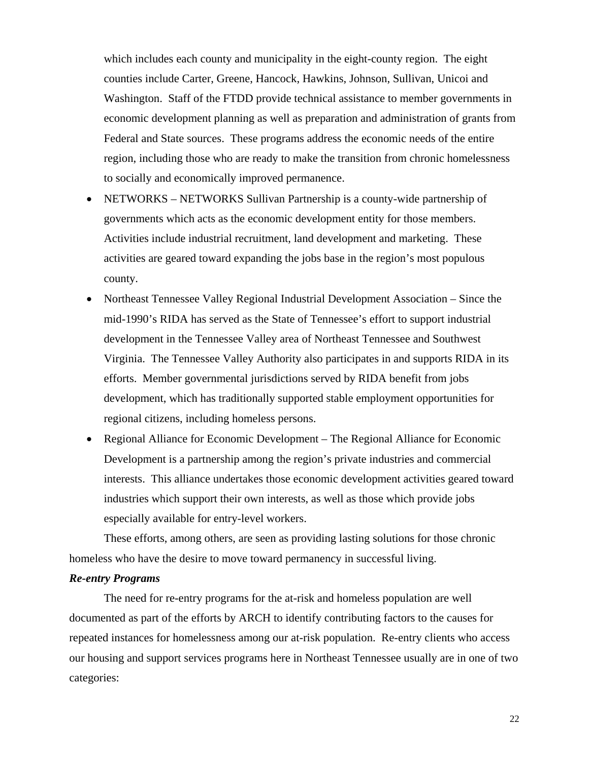which includes each county and municipality in the eight-county region. The eight counties include Carter, Greene, Hancock, Hawkins, Johnson, Sullivan, Unicoi and Washington. Staff of the FTDD provide technical assistance to member governments in economic development planning as well as preparation and administration of grants from Federal and State sources. These programs address the economic needs of the entire region, including those who are ready to make the transition from chronic homelessness to socially and economically improved permanence.

- NETWORKS – NETWORKS Sullivan Partnership is a county-wide partnership of governments which acts as the economic development entity for those members. Activities include industrial recruitment, land development and marketing. These activities are geared toward expanding the jobs base in the region's most populous county.
- Northeast Tennessee Valley Regional Industrial Development Association – Since the mid-1990's RIDA has served as the State of Tennessee's effort to support industrial development in the Tennessee Valley area of Northeast Tennessee and Southwest Virginia. The Tennessee Valley Authority also participates in and supports RIDA in its efforts. Member governmental jurisdictions served by RIDA benefit from jobs development, which has traditionally supported stable employment opportunities for regional citizens, including homeless persons.
- Regional Alliance for Economic Development – The Regional Alliance for Economic Development is a partnership among the region's private industries and commercial interests. This alliance undertakes those economic development activities geared toward industries which support their own interests, as well as those which provide jobs especially available for entry-level workers.

These efforts, among others, are seen as providing lasting solutions for those chronic homeless who have the desire to move toward permanency in successful living.

***Re-entry Programs***

The need for re-entry programs for the at-risk and homeless population are well documented as part of the efforts by ARCH to identify contributing factors to the causes for repeated instances for homelessness among our at-risk population. Re-entry clients who access our housing and support services programs here in Northeast Tennessee usually are in one of two categories: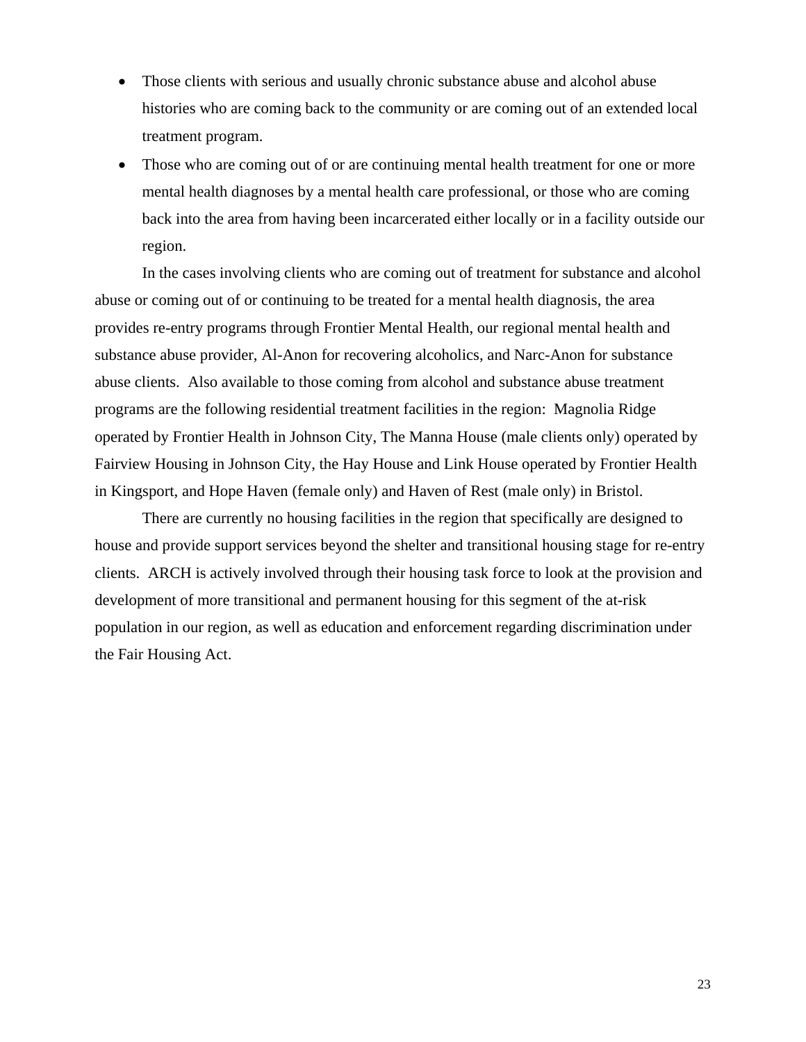- Those clients with serious and usually chronic substance abuse and alcohol abuse histories who are coming back to the community or are coming out of an extended local treatment program.
- Those who are coming out of or are continuing mental health treatment for one or more mental health diagnoses by a mental health care professional, or those who are coming back into the area from having been incarcerated either locally or in a facility outside our region.

In the cases involving clients who are coming out of treatment for substance and alcohol abuse or coming out of or continuing to be treated for a mental health diagnosis, the area provides re-entry programs through Frontier Mental Health, our regional mental health and substance abuse provider, Al-Anon for recovering alcoholics, and Narc-Anon for substance abuse clients. Also available to those coming from alcohol and substance abuse treatment programs are the following residential treatment facilities in the region: Magnolia Ridge operated by Frontier Health in Johnson City, The Manna House (male clients only) operated by Fairview Housing in Johnson City, the Hay House and Link House operated by Frontier Health in Kingsport, and Hope Haven (female only) and Haven of Rest (male only) in Bristol.

There are currently no housing facilities in the region that specifically are designed to house and provide support services beyond the shelter and transitional housing stage for re-entry clients. ARCH is actively involved through their housing task force to look at the provision and development of more transitional and permanent housing for this segment of the at-risk population in our region, as well as education and enforcement regarding discrimination under the Fair Housing Act.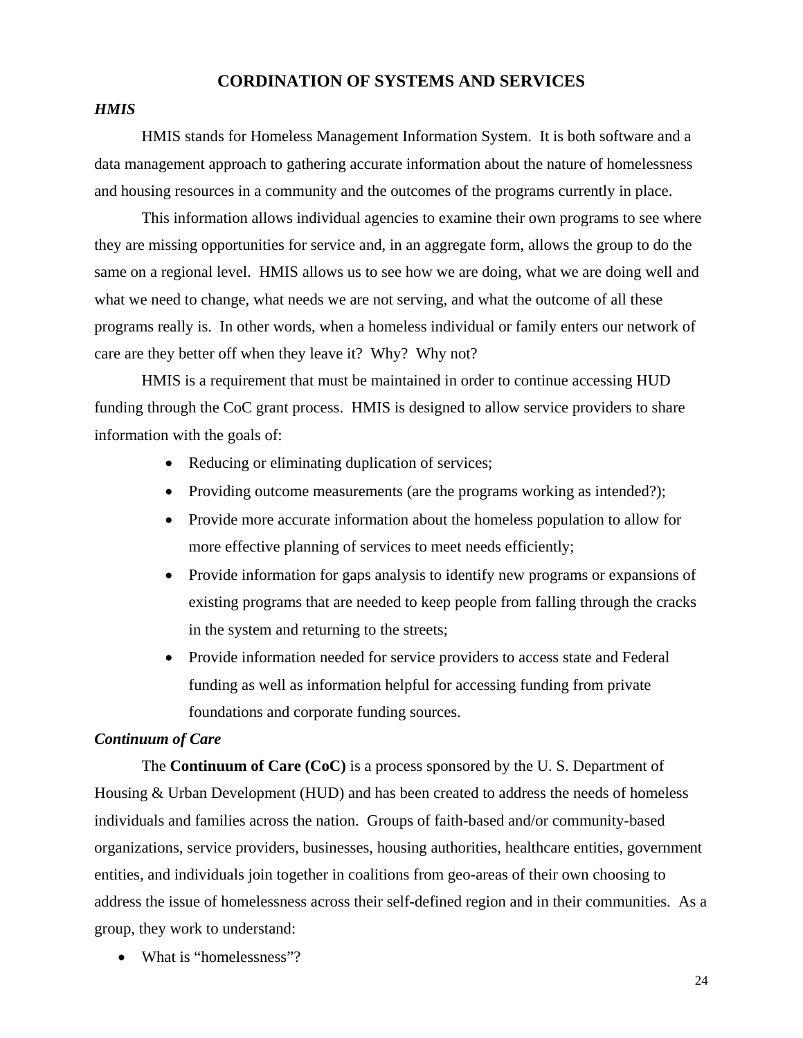## CORDINATION OF SYSTEMS AND SERVICES

### *HMIS*

HMIS stands for Homeless Management Information System. It is both software and a data management approach to gathering accurate information about the nature of homelessness and housing resources in a community and the outcomes of the programs currently in place.

This information allows individual agencies to examine their own programs to see where they are missing opportunities for service and, in an aggregate form, allows the group to do the same on a regional level. HMIS allows us to see how we are doing, what we are doing well and what we need to change, what needs we are not serving, and what the outcome of all these programs really is. In other words, when a homeless individual or family enters our network of care are they better off when they leave it? Why? Why not?

HMIS is a requirement that must be maintained in order to continue accessing HUD funding through the CoC grant process. HMIS is designed to allow service providers to share information with the goals of:

- Reducing or eliminating duplication of services;
- Providing outcome measurements (are the programs working as intended?);
- Provide more accurate information about the homeless population to allow for more effective planning of services to meet needs efficiently;
- Provide information for gaps analysis to identify new programs or expansions of existing programs that are needed to keep people from falling through the cracks in the system and returning to the streets;
- Provide information needed for service providers to access state and Federal funding as well as information helpful for accessing funding from private foundations and corporate funding sources.

### *Continuum of Care*

The **Continuum of Care (CoC)** is a process sponsored by the U. S. Department of Housing & Urban Development (HUD) and has been created to address the needs of homeless individuals and families across the nation. Groups of faith-based and/or community-based organizations, service providers, businesses, housing authorities, healthcare entities, government entities, and individuals join together in coalitions from geo-areas of their own choosing to address the issue of homelessness across their self-defined region and in their communities. As a group, they work to understand:

- What is "homelessness"?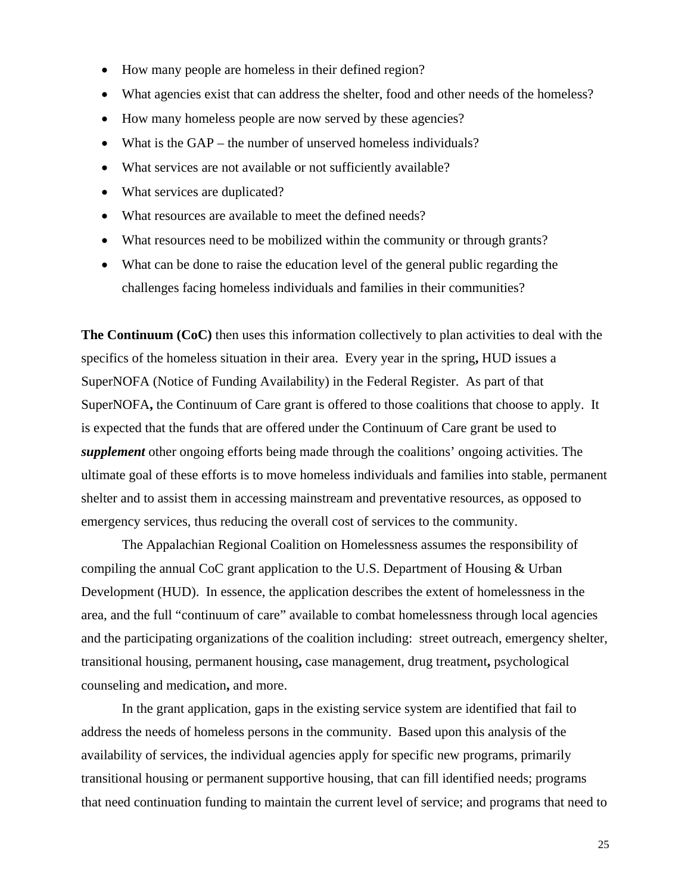- How many people are homeless in their defined region?
- What agencies exist that can address the shelter, food and other needs of the homeless?
- How many homeless people are now served by these agencies?
- What is the GAP – the number of unserved homeless individuals?
- What services are not available or not sufficiently available?
- What services are duplicated?
- What resources are available to meet the defined needs?
- What resources need to be mobilized within the community or through grants?
- What can be done to raise the education level of the general public regarding the challenges facing homeless individuals and families in their communities?

**The Continuum (CoC)** then uses this information collectively to plan activities to deal with the specifics of the homeless situation in their area. Every year in the spring**,** HUD issues a SuperNOFA (Notice of Funding Availability) in the Federal Register. As part of that SuperNOFA**,** the Continuum of Care grant is offered to those coalitions that choose to apply. It is expected that the funds that are offered under the Continuum of Care grant be used to ***supplement*** other ongoing efforts being made through the coalitions' ongoing activities. The ultimate goal of these efforts is to move homeless individuals and families into stable, permanent shelter and to assist them in accessing mainstream and preventative resources, as opposed to emergency services, thus reducing the overall cost of services to the community.

The Appalachian Regional Coalition on Homelessness assumes the responsibility of compiling the annual CoC grant application to the U.S. Department of Housing & Urban Development (HUD). In essence, the application describes the extent of homelessness in the area, and the full "continuum of care" available to combat homelessness through local agencies and the participating organizations of the coalition including: street outreach, emergency shelter, transitional housing, permanent housing**,** case management, drug treatment**,** psychological counseling and medication**,** and more.

In the grant application, gaps in the existing service system are identified that fail to address the needs of homeless persons in the community. Based upon this analysis of the availability of services, the individual agencies apply for specific new programs, primarily transitional housing or permanent supportive housing, that can fill identified needs; programs that need continuation funding to maintain the current level of service; and programs that need to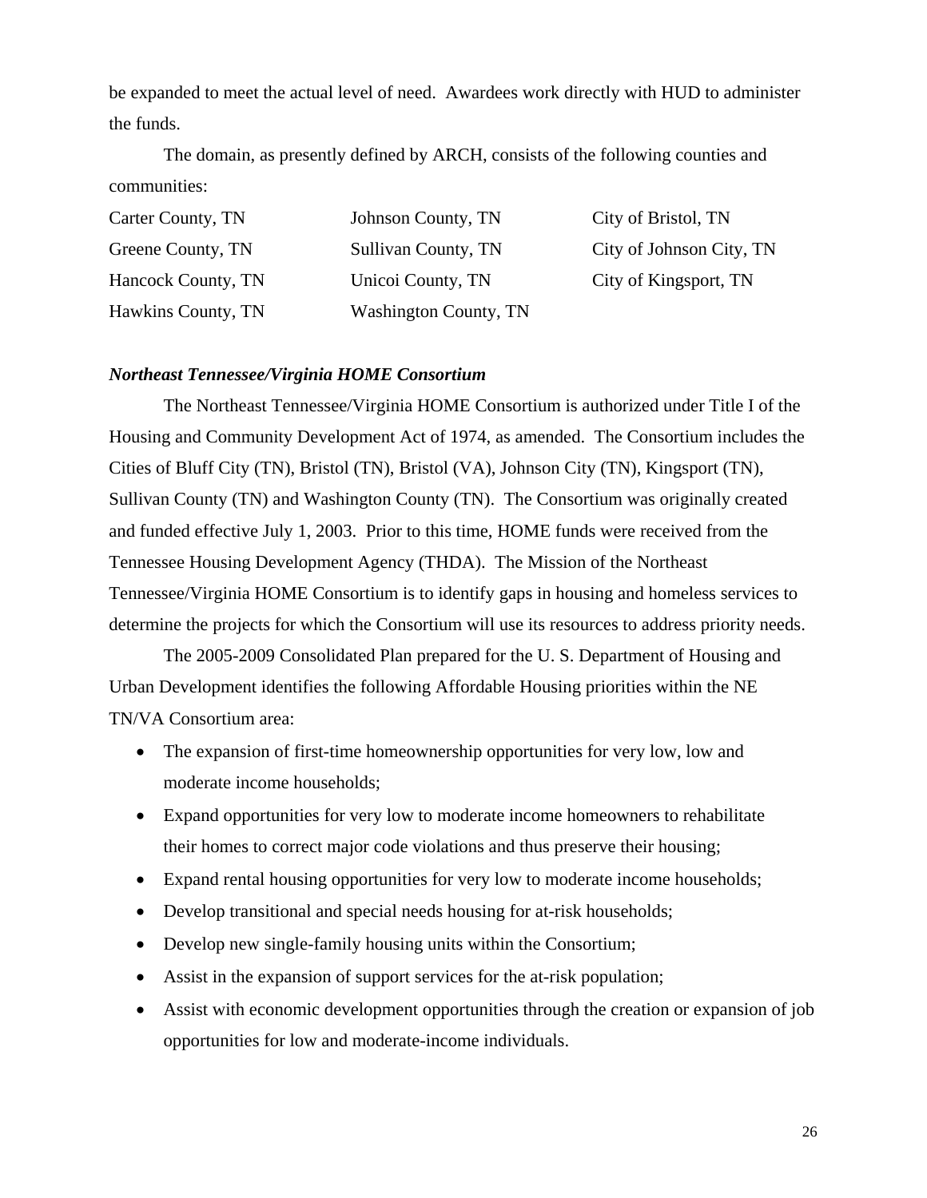be expanded to meet the actual level of need. Awardees work directly with HUD to administer the funds.

The domain, as presently defined by ARCH, consists of the following counties and communities:

| | | |
|---|---|---|
| Carter County, TN | Johnson County, TN | City of Bristol, TN |
| Greene County, TN | Sullivan County, TN | City of Johnson City, TN |
| Hancock County, TN | Unicoi County, TN | City of Kingsport, TN |
| Hawkins County, TN | Washington County, TN | |

***Northeast Tennessee/Virginia HOME Consortium***

The Northeast Tennessee/Virginia HOME Consortium is authorized under Title I of the Housing and Community Development Act of 1974, as amended. The Consortium includes the Cities of Bluff City (TN), Bristol (TN), Bristol (VA), Johnson City (TN), Kingsport (TN), Sullivan County (TN) and Washington County (TN). The Consortium was originally created and funded effective July 1, 2003. Prior to this time, HOME funds were received from the Tennessee Housing Development Agency (THDA). The Mission of the Northeast Tennessee/Virginia HOME Consortium is to identify gaps in housing and homeless services to determine the projects for which the Consortium will use its resources to address priority needs.

The 2005-2009 Consolidated Plan prepared for the U. S. Department of Housing and Urban Development identifies the following Affordable Housing priorities within the NE TN/VA Consortium area:

- The expansion of first-time homeownership opportunities for very low, low and moderate income households;
- Expand opportunities for very low to moderate income homeowners to rehabilitate their homes to correct major code violations and thus preserve their housing;
- Expand rental housing opportunities for very low to moderate income households;
- Develop transitional and special needs housing for at-risk households;
- Develop new single-family housing units within the Consortium;
- Assist in the expansion of support services for the at-risk population;
- Assist with economic development opportunities through the creation or expansion of job opportunities for low and moderate-income individuals.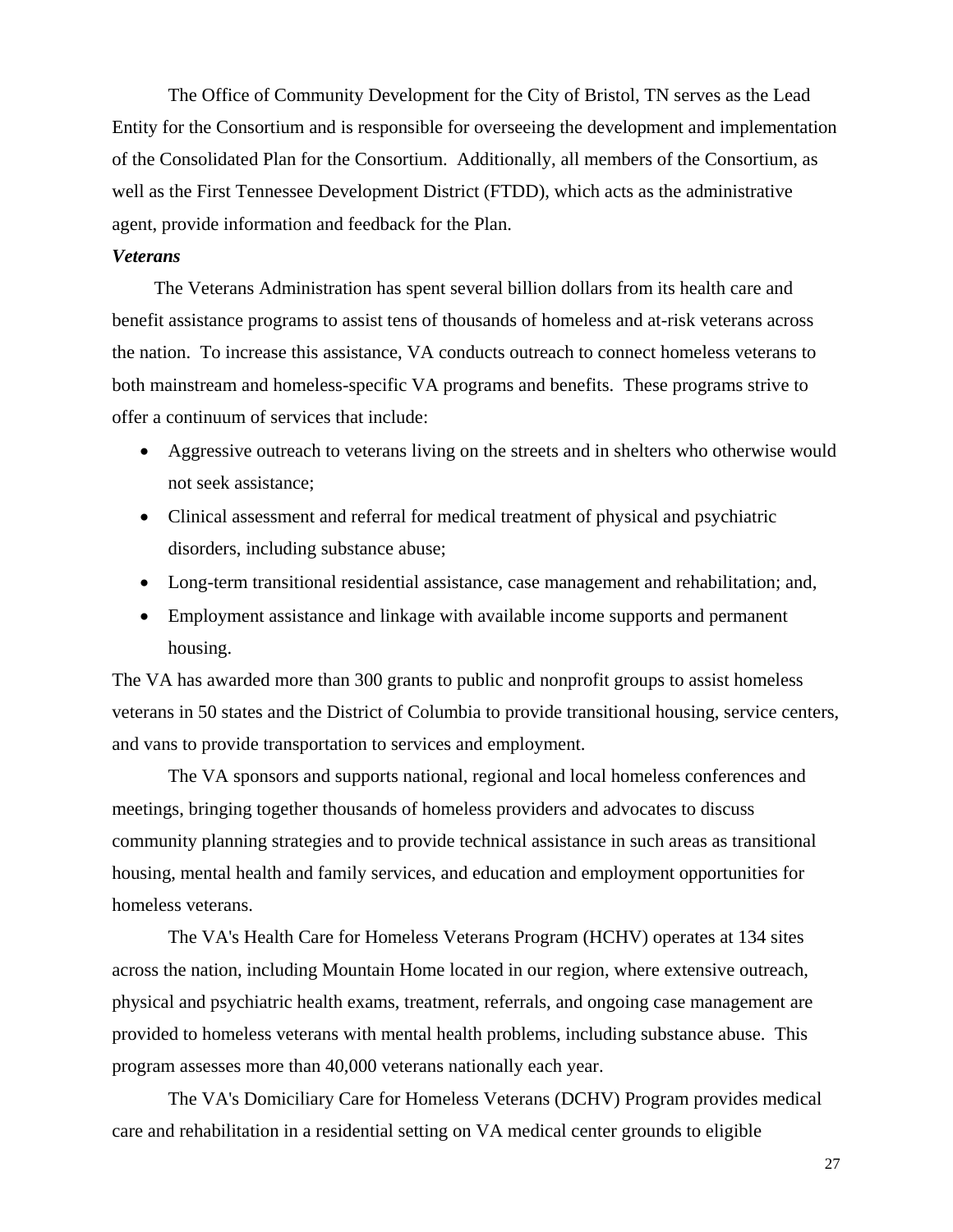The Office of Community Development for the City of Bristol, TN serves as the Lead Entity for the Consortium and is responsible for overseeing the development and implementation of the Consolidated Plan for the Consortium. Additionally, all members of the Consortium, as well as the First Tennessee Development District (FTDD), which acts as the administrative agent, provide information and feedback for the Plan.

***Veterans***

The Veterans Administration has spent several billion dollars from its health care and benefit assistance programs to assist tens of thousands of homeless and at-risk veterans across the nation. To increase this assistance, VA conducts outreach to connect homeless veterans to both mainstream and homeless-specific VA programs and benefits. These programs strive to offer a continuum of services that include:

- Aggressive outreach to veterans living on the streets and in shelters who otherwise would not seek assistance;
- Clinical assessment and referral for medical treatment of physical and psychiatric disorders, including substance abuse;
- Long-term transitional residential assistance, case management and rehabilitation; and,
- Employment assistance and linkage with available income supports and permanent housing.

The VA has awarded more than 300 grants to public and nonprofit groups to assist homeless veterans in 50 states and the District of Columbia to provide transitional housing, service centers, and vans to provide transportation to services and employment.

The VA sponsors and supports national, regional and local homeless conferences and meetings, bringing together thousands of homeless providers and advocates to discuss community planning strategies and to provide technical assistance in such areas as transitional housing, mental health and family services, and education and employment opportunities for homeless veterans.

The VA's Health Care for Homeless Veterans Program (HCHV) operates at 134 sites across the nation, including Mountain Home located in our region, where extensive outreach, physical and psychiatric health exams, treatment, referrals, and ongoing case management are provided to homeless veterans with mental health problems, including substance abuse. This program assesses more than 40,000 veterans nationally each year.

The VA's Domiciliary Care for Homeless Veterans (DCHV) Program provides medical care and rehabilitation in a residential setting on VA medical center grounds to eligible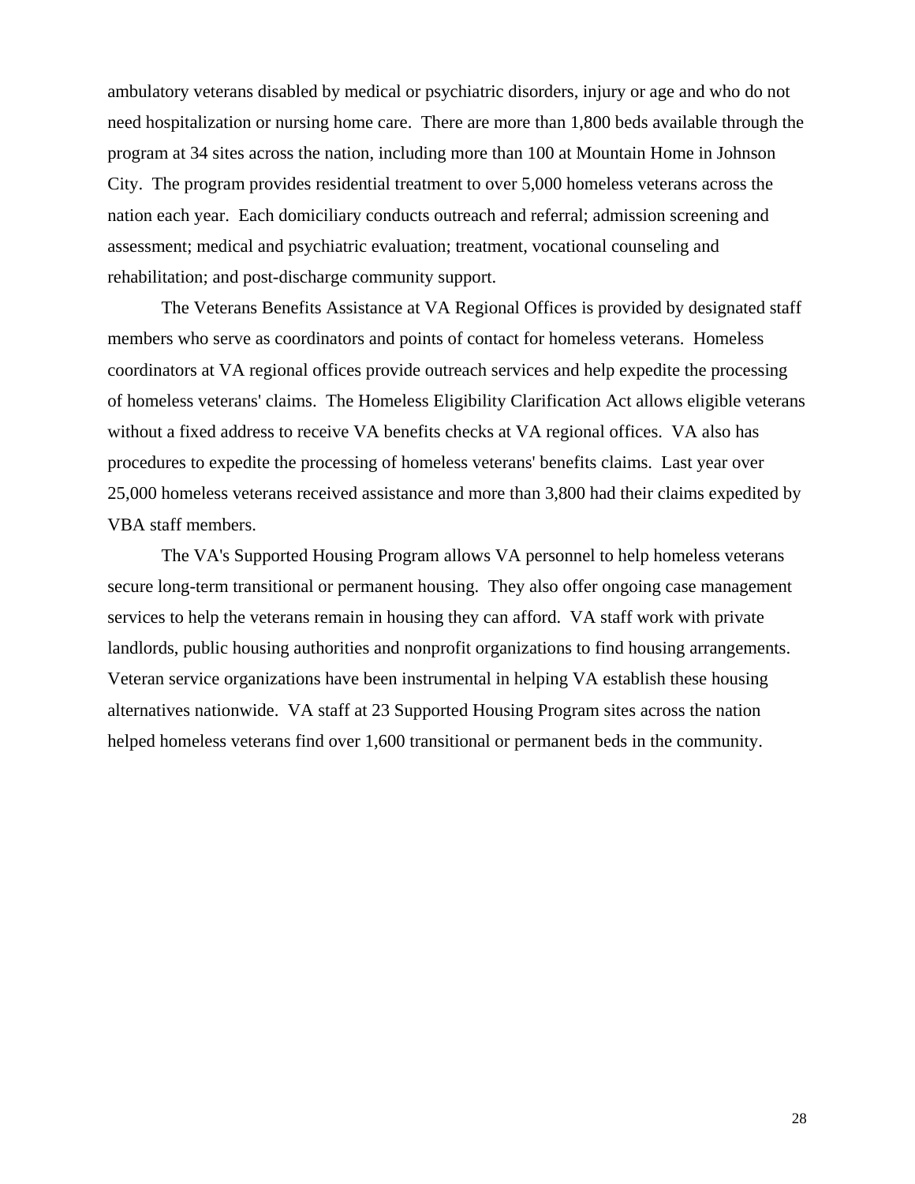ambulatory veterans disabled by medical or psychiatric disorders, injury or age and who do not need hospitalization or nursing home care. There are more than 1,800 beds available through the program at 34 sites across the nation, including more than 100 at Mountain Home in Johnson City. The program provides residential treatment to over 5,000 homeless veterans across the nation each year. Each domiciliary conducts outreach and referral; admission screening and assessment; medical and psychiatric evaluation; treatment, vocational counseling and rehabilitation; and post-discharge community support.

The Veterans Benefits Assistance at VA Regional Offices is provided by designated staff members who serve as coordinators and points of contact for homeless veterans. Homeless coordinators at VA regional offices provide outreach services and help expedite the processing of homeless veterans' claims. The Homeless Eligibility Clarification Act allows eligible veterans without a fixed address to receive VA benefits checks at VA regional offices. VA also has procedures to expedite the processing of homeless veterans' benefits claims. Last year over 25,000 homeless veterans received assistance and more than 3,800 had their claims expedited by VBA staff members.

The VA's Supported Housing Program allows VA personnel to help homeless veterans secure long-term transitional or permanent housing. They also offer ongoing case management services to help the veterans remain in housing they can afford. VA staff work with private landlords, public housing authorities and nonprofit organizations to find housing arrangements. Veteran service organizations have been instrumental in helping VA establish these housing alternatives nationwide. VA staff at 23 Supported Housing Program sites across the nation helped homeless veterans find over 1,600 transitional or permanent beds in the community.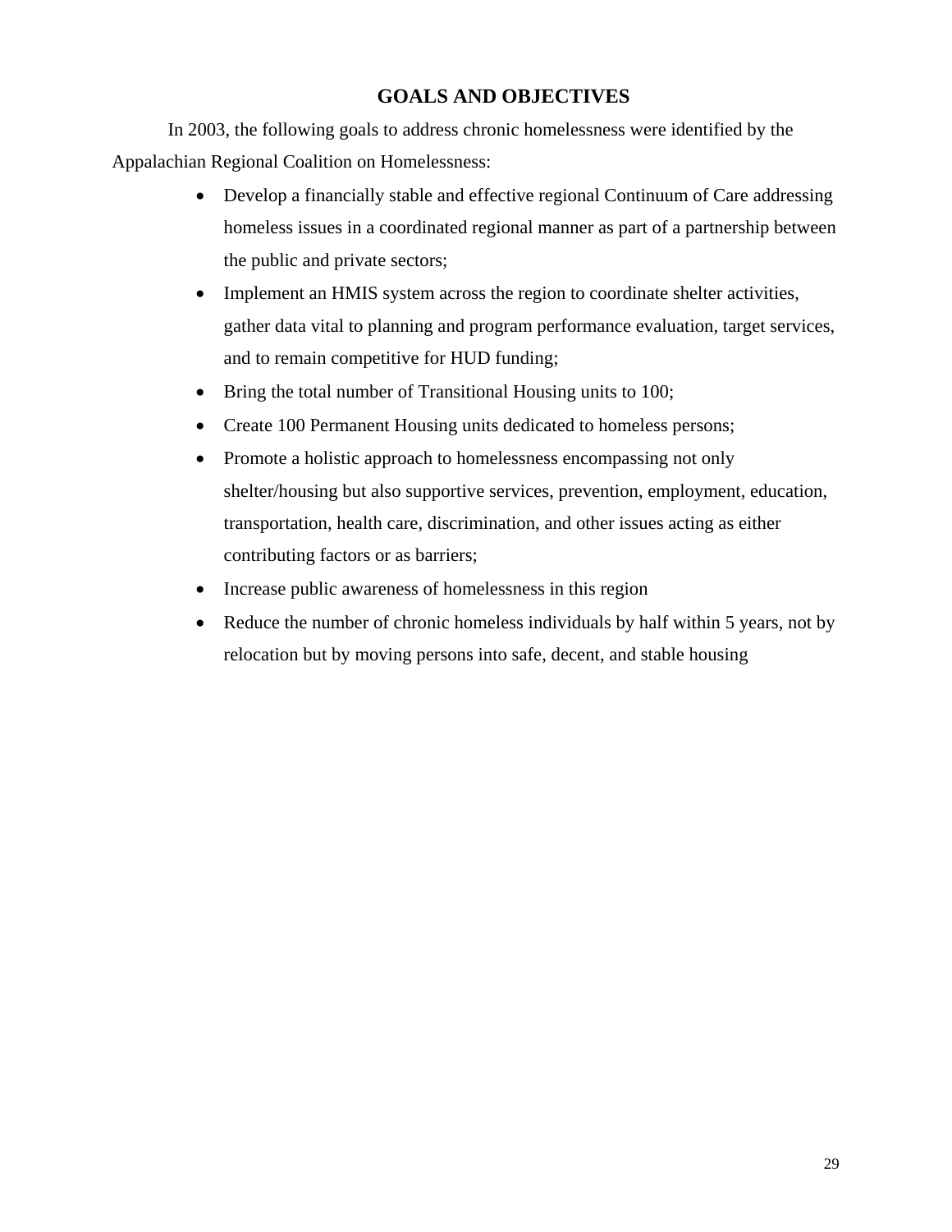## GOALS AND OBJECTIVES

In 2003, the following goals to address chronic homelessness were identified by the Appalachian Regional Coalition on Homelessness:

- Develop a financially stable and effective regional Continuum of Care addressing homeless issues in a coordinated regional manner as part of a partnership between the public and private sectors;
- Implement an HMIS system across the region to coordinate shelter activities, gather data vital to planning and program performance evaluation, target services, and to remain competitive for HUD funding;
- Bring the total number of Transitional Housing units to 100;
- Create 100 Permanent Housing units dedicated to homeless persons;
- Promote a holistic approach to homelessness encompassing not only shelter/housing but also supportive services, prevention, employment, education, transportation, health care, discrimination, and other issues acting as either contributing factors or as barriers;
- Increase public awareness of homelessness in this region
- Reduce the number of chronic homeless individuals by half within 5 years, not by relocation but by moving persons into safe, decent, and stable housing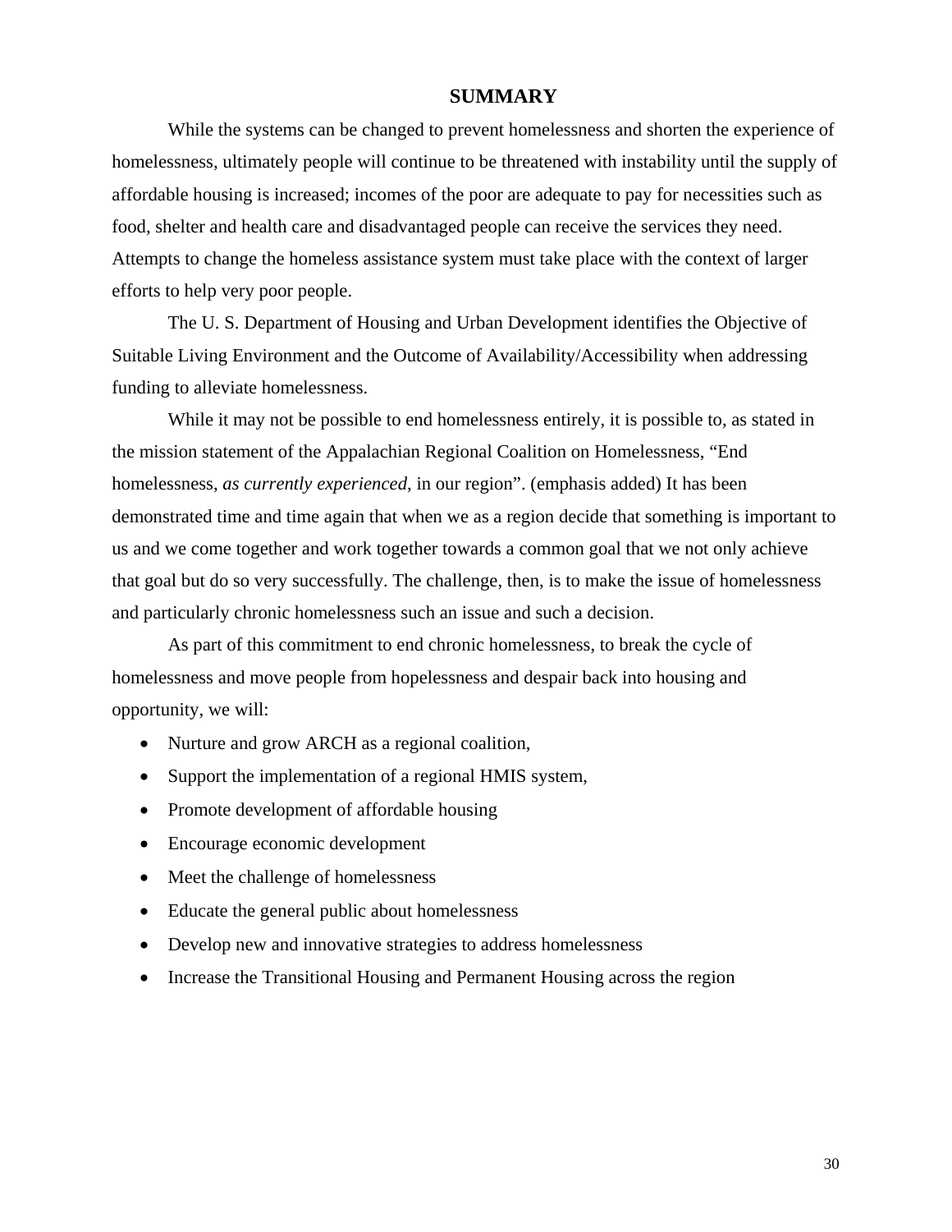## SUMMARY

While the systems can be changed to prevent homelessness and shorten the experience of homelessness, ultimately people will continue to be threatened with instability until the supply of affordable housing is increased; incomes of the poor are adequate to pay for necessities such as food, shelter and health care and disadvantaged people can receive the services they need. Attempts to change the homeless assistance system must take place with the context of larger efforts to help very poor people.

The U. S. Department of Housing and Urban Development identifies the Objective of Suitable Living Environment and the Outcome of Availability/Accessibility when addressing funding to alleviate homelessness.

While it may not be possible to end homelessness entirely, it is possible to, as stated in the mission statement of the Appalachian Regional Coalition on Homelessness, "End homelessness, *as currently experienced*, in our region". (emphasis added) It has been demonstrated time and time again that when we as a region decide that something is important to us and we come together and work together towards a common goal that we not only achieve that goal but do so very successfully. The challenge, then, is to make the issue of homelessness and particularly chronic homelessness such an issue and such a decision.

As part of this commitment to end chronic homelessness, to break the cycle of homelessness and move people from hopelessness and despair back into housing and opportunity, we will:

- Nurture and grow ARCH as a regional coalition,
- Support the implementation of a regional HMIS system,
- Promote development of affordable housing
- Encourage economic development
- Meet the challenge of homelessness
- Educate the general public about homelessness
- Develop new and innovative strategies to address homelessness
- Increase the Transitional Housing and Permanent Housing across the region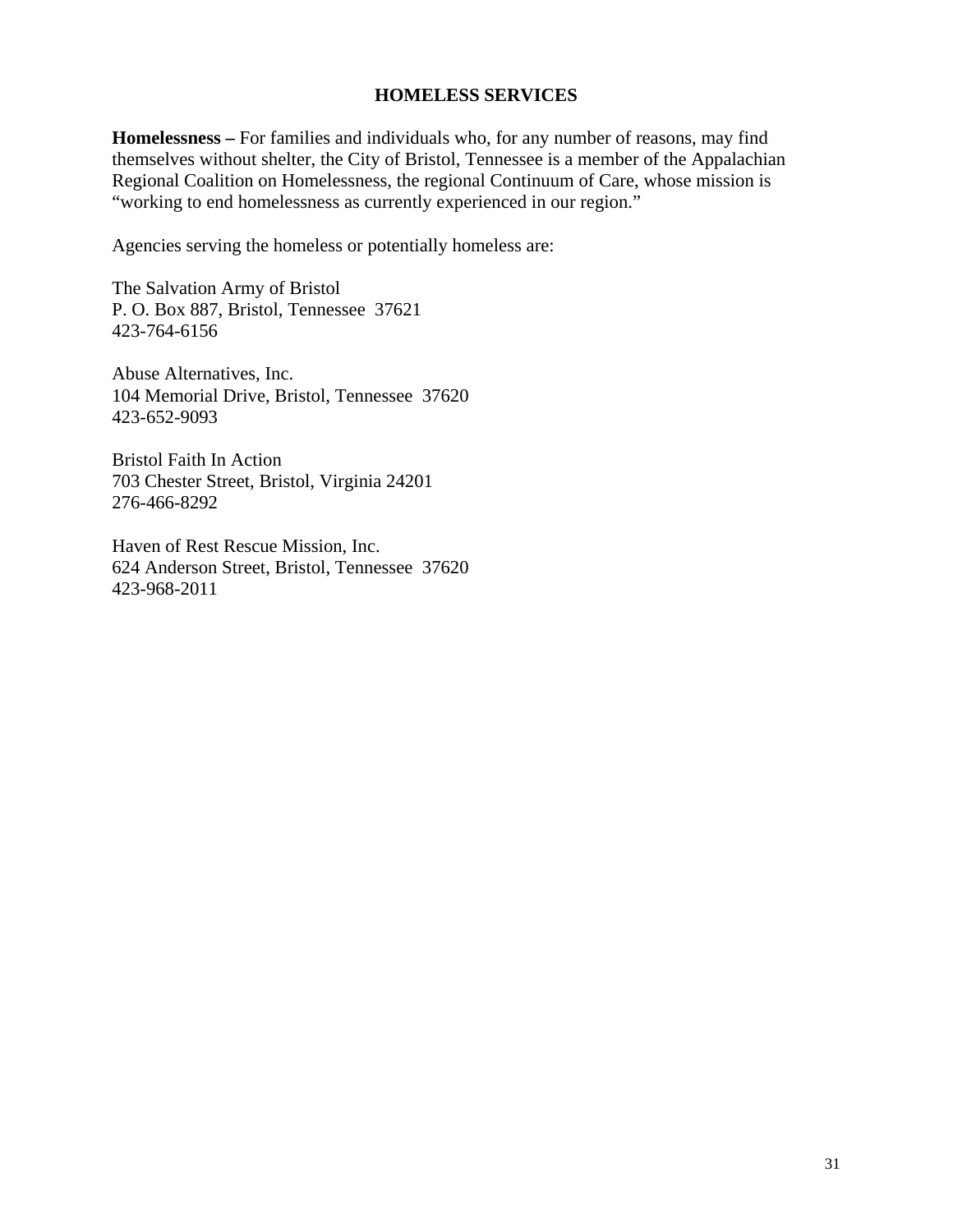## HOMELESS SERVICES

**Homelessness –** For families and individuals who, for any number of reasons, may find themselves without shelter, the City of Bristol, Tennessee is a member of the Appalachian Regional Coalition on Homelessness, the regional Continuum of Care, whose mission is "working to end homelessness as currently experienced in our region."

Agencies serving the homeless or potentially homeless are:

The Salvation Army of Bristol
P. O. Box 887, Bristol, Tennessee 37621
423-764-6156

Abuse Alternatives, Inc.
104 Memorial Drive, Bristol, Tennessee 37620
423-652-9093

Bristol Faith In Action
703 Chester Street, Bristol, Virginia 24201
276-466-8292

Haven of Rest Rescue Mission, Inc.
624 Anderson Street, Bristol, Tennessee 37620
423-968-2011